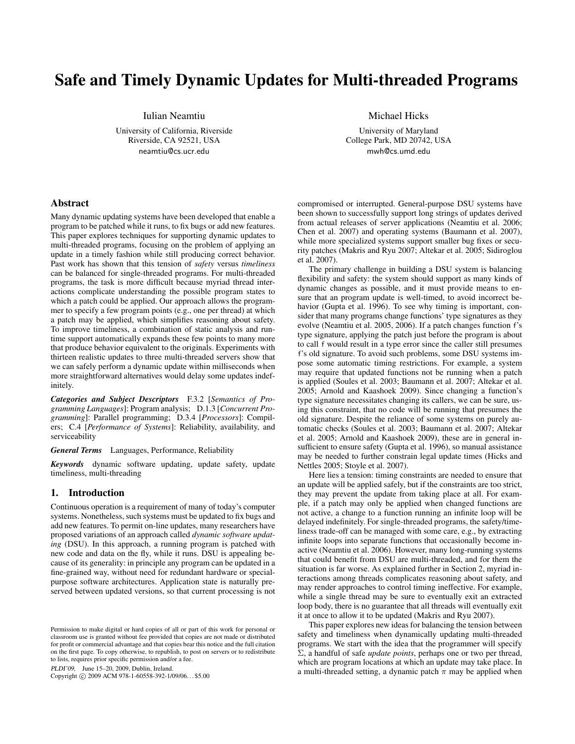# Safe and Timely Dynamic Updates for Multi-threaded Programs

Iulian Neamtiu
University of California, Riverside
Riverside, CA 92521, USA
neamtiu@cs.ucr.edu

Michael Hicks
University of Maryland
College Park, MD 20742, USA
mwh@cs.umd.edu

## Abstract

Many dynamic updating systems have been developed that enable a program to be patched while it runs, to fix bugs or add new features. This paper explores techniques for supporting dynamic updates to multi-threaded programs, focusing on the problem of applying an update in a timely fashion while still producing correct behavior. Past work has shown that this tension of *safety* versus *timeliness* can be balanced for single-threaded programs. For multi-threaded programs, the task is more difficult because myriad thread interactions complicate understanding the possible program states to which a patch could be applied. Our approach allows the programmer to specify a few program points (e.g., one per thread) at which a patch may be applied, which simplifies reasoning about safety. To improve timeliness, a combination of static analysis and runtime support automatically expands these few points to many more that produce behavior equivalent to the originals. Experiments with thirteen realistic updates to three multi-threaded servers show that we can safely perform a dynamic update within milliseconds when more straightforward alternatives would delay some updates indefinitely.

***Categories and Subject Descriptors*** F.3.2 [*Semantics of Programming Languages*]: Program analysis; D.1.3 [*Concurrent Programming*]: Parallel programming; D.3.4 [*Processors*]: Compilers; C.4 [*Performance of Systems*]: Reliability, availability, and serviceability

***General Terms*** Languages, Performance, Reliability

***Keywords*** dynamic software updating, update safety, update timeliness, multi-threading

## 1. Introduction

Continuous operation is a requirement of many of today's computer systems. Nonetheless, such systems must be updated to fix bugs and add new features. To permit on-line updates, many researchers have proposed variations of an approach called *dynamic software updating* (DSU). In this approach, a running program is patched with new code and data on the fly, while it runs. DSU is appealing because of its generality: in principle any program can be updated in a fine-grained way, without need for redundant hardware or special-purpose software architectures. Application state is naturally preserved between updated versions, so that current processing is not compromised or interrupted. General-purpose DSU systems have been shown to successfully support long strings of updates derived from actual releases of server applications (Neamtiu et al. 2006; Chen et al. 2007) and operating systems (Baumann et al. 2007), while more specialized systems support smaller bug fixes or security patches (Makris and Ryu 2007; Altekar et al. 2005; Sidiroglou et al. 2007).

The primary challenge in building a DSU system is balancing flexibility and safety: the system should support as many kinds of dynamic changes as possible, and it must provide means to ensure that an program update is well-timed, to avoid incorrect behavior (Gupta et al. 1996). To see why timing is important, consider that many programs change functions' type signatures as they evolve (Neamtiu et al. 2005, 2006). If a patch changes function f's type signature, applying the patch just before the program is about to call f would result in a type error since the caller still presumes f's old signature. To avoid such problems, some DSU systems impose some automatic timing restrictions. For example, a system may require that updated functions not be running when a patch is applied (Soules et al. 2003; Baumann et al. 2007; Altekar et al. 2005; Arnold and Kaashoek 2009). Since changing a function's type signature necessitates changing its callers, we can be sure, using this constraint, that no code will be running that presumes the old signature. Despite the reliance of some systems on purely automatic checks (Soules et al. 2003; Baumann et al. 2007; Altekar et al. 2005; Arnold and Kaashoek 2009), these are in general insufficient to ensure safety (Gupta et al. 1996), so manual assistance may be needed to further constrain legal update times (Hicks and Nettles 2005; Stoyle et al. 2007).

Here lies a tension: timing constraints are needed to ensure that an update will be applied safely, but if the constraints are too strict, they may prevent the update from taking place at all. For example, if a patch may only be applied when changed functions are not active, a change to a function running an infinite loop will be delayed indefinitely. For single-threaded programs, the safety/timeliness trade-off can be managed with some care, e.g., by extracting infinite loops into separate functions that occasionally become inactive (Neamtiu et al. 2006). However, many long-running systems that could benefit from DSU are multi-threaded, and for them the situation is far worse. As explained further in Section 2, myriad interactions among threads complicates reasoning about safety, and may render approaches to control timing ineffective. For example, while a single thread may be sure to eventually exit an extracted loop body, there is no guarantee that all threads will eventually exit it at once to allow it to be updated (Makris and Ryu 2007).

This paper explores new ideas for balancing the tension between safety and timeliness when dynamically updating multi-threaded programs. We start with the idea that the programmer will specify $\Sigma$, a handful of safe *update points*, perhaps one or two per thread, which are program locations at which an update may take place. In a multi-threaded setting, a dynamic patch $\pi$ may be applied when

Permission to make digital or hard copies of all or part of this work for personal or classroom use is granted without fee provided that copies are not made or distributed for profit or commercial advantage and that copies bear this notice and the full citation on the first page. To copy otherwise, to republish, to post on servers or to redistribute to lists, requires prior specific permission and/or a fee.

*PLDI'09,* June 15–20, 2009, Dublin, Ireland.
Copyright © 2009 ACM 978-1-60558-392-1/09/06...$5.00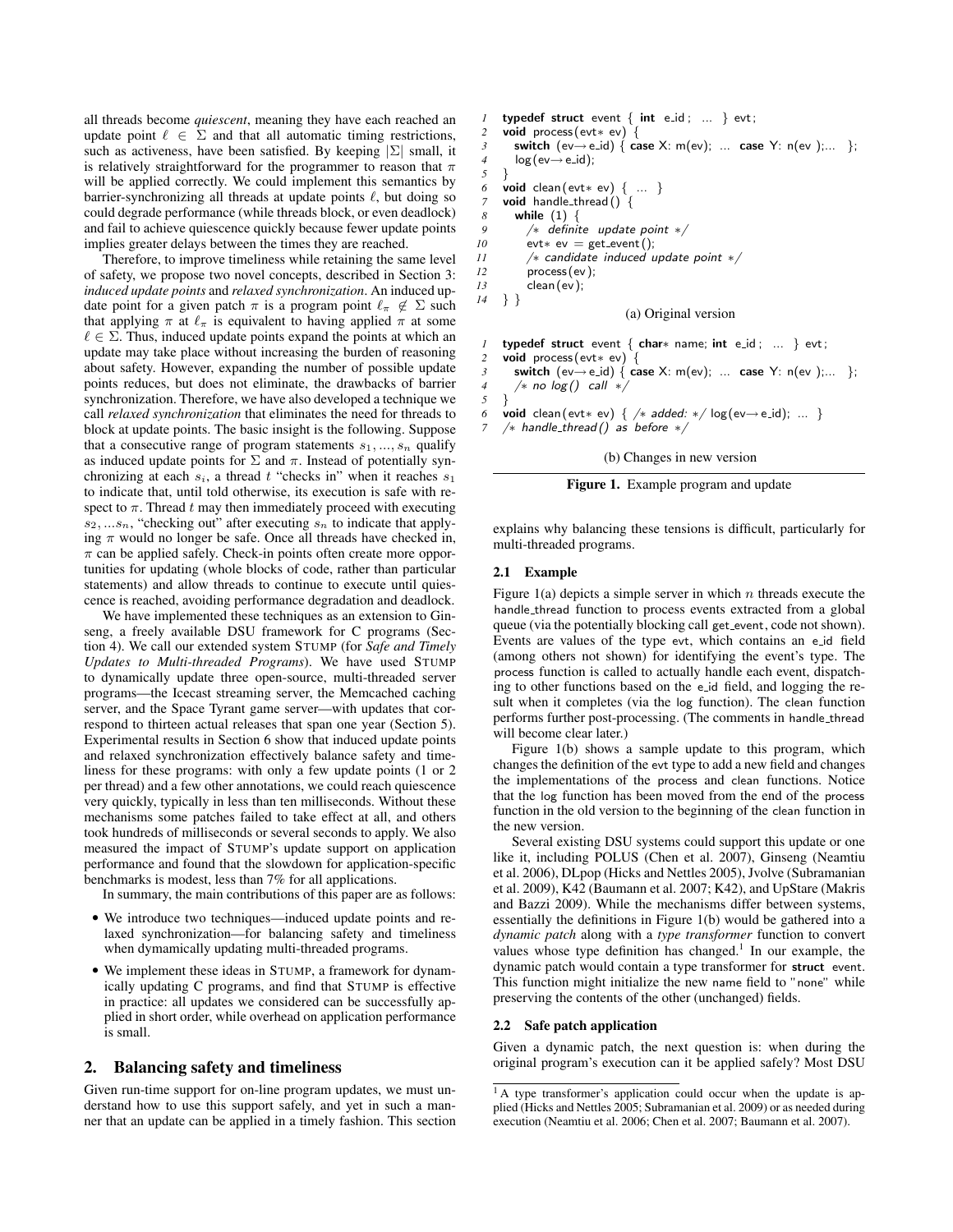all threads become *quiescent*, meaning they have each reached an update point $\ell \in \Sigma$ and that all automatic timing restrictions, such as activeness, have been satisfied. By keeping $|\Sigma|$ small, it is relatively straightforward for the programmer to reason that $\pi$ will be applied correctly. We could implement this semantics by barrier-synchronizing all threads at update points $\ell$, but doing so could degrade performance (while threads block, or even deadlock) and fail to achieve quiescence quickly because fewer update points implies greater delays between the times they are reached.

Therefore, to improve timeliness while retaining the same level of safety, we propose two novel concepts, described in Section 3: *induced update points* and *relaxed synchronization*. An induced update point for a given patch $\pi$ is a program point $\ell_\pi \notin \Sigma$ such that applying $\pi$ at $\ell_\pi$ is equivalent to having applied $\pi$ at some $\ell \in \Sigma$. Thus, induced update points expand the points at which an update may take place without increasing the burden of reasoning about safety. However, expanding the number of possible update points reduces, but does not eliminate, the drawbacks of barrier synchronization. Therefore, we have also developed a technique we call *relaxed synchronization* that eliminates the need for threads to block at update points. The basic insight is the following. Suppose that a consecutive range of program statements $s_1, ..., s_n$ qualify as induced update points for $\Sigma$ and $\pi$. Instead of potentially synchronizing at each $s_i$, a thread $t$ "checks in" when it reaches $s_1$ to indicate that, until told otherwise, its execution is safe with respect to $\pi$. Thread $t$ may then immediately proceed with executing $s_2, ...s_n$, "checking out" after executing $s_n$ to indicate that applying $\pi$ would no longer be safe. Once all threads have checked in, $\pi$ can be applied safely. Check-in points often create more opportunities for updating (whole blocks of code, rather than particular statements) and allow threads to continue to execute until quiescence is reached, avoiding performance degradation and deadlock.

We have implemented these techniques as an extension to Ginseng, a freely available DSU framework for C programs (Section 4). We call our extended system STUMP (for *Safe and Timely Updates to Multi-threaded Programs*). We have used STUMP to dynamically update three open-source, multi-threaded server programs—the Icecast streaming server, the Memcached caching server, and the Space Tyrant game server—with updates that correspond to thirteen actual releases that span one year (Section 5). Experimental results in Section 6 show that induced update points and relaxed synchronization effectively balance safety and timeliness for these programs: with only a few update points (1 or 2 per thread) and a few other annotations, we could reach quiescence very quickly, typically in less than ten milliseconds. Without these mechanisms some patches failed to take effect at all, and others took hundreds of milliseconds or several seconds to apply. We also measured the impact of STUMP's update support on application performance and found that the slowdown for application-specific benchmarks is modest, less than 7% for all applications.

In summary, the main contributions of this paper are as follows:

- We introduce two techniques—induced update points and relaxed synchronization—for balancing safety and timeliness when dymamically updating multi-threaded programs.
- We implement these ideas in STUMP, a framework for dynamically updating C programs, and find that STUMP is effective in practice: all updates we considered can be successfully applied in short order, while overhead on application performance is small.

## 2. Balancing safety and timeliness

Given run-time support for on-line program updates, we must understand how to use this support safely, and yet in such a manner that an update can be applied in a timely fashion. This section explains why balancing these tensions is difficult, particularly for multi-threaded programs.

```
1  typedef struct event { int e_id; ... } evt;
2  void process(evt* ev) {
3    switch (ev→e_id) { case X: m(ev); ... case Y: n(ev);... };
4    log(ev→e_id);
5  }
6  void clean(evt* ev) { ... }
7  void handle_thread() {
8    while (1) {
9      /* definite update point */
10     evt* ev = get_event();
11     /* candidate induced update point */
12     process(ev);
13     clean(ev);
14 } }
```

(a) Original version

```
1  typedef struct event { char* name; int e_id; ... } evt;
2  void process(evt* ev) {
3    switch (ev→e_id) { case X: m(ev); ... case Y: n(ev);... };
4    /* no log() call */
5  }
6  void clean(evt* ev) { /* added: */ log(ev→e_id); ... }
7  /* handle_thread() as before */
```

(b) Changes in new version

**Figure 1.** Example program and update

### 2.1 Example

Figure 1(a) depicts a simple server in which $n$ threads execute the handle_thread function to process events extracted from a global queue (via the potentially blocking call get_event, code not shown). Events are values of the type evt, which contains an e_id field (among others not shown) for identifying the event's type. The process function is called to actually handle each event, dispatching to other functions based on the e_id field, and logging the result when it completes (via the log function). The clean function performs further post-processing. (The comments in handle_thread will become clear later.)

Figure 1(b) shows a sample update to this program, which changes the definition of the evt type to add a new field and changes the implementations of the process and clean functions. Notice that the log function has been moved from the end of the process function in the old version to the beginning of the clean function in the new version.

Several existing DSU systems could support this update or one like it, including POLUS (Chen et al. 2007), Ginseng (Neamtiu et al. 2006), DLpop (Hicks and Nettles 2005), Jvolve (Subramanian et al. 2009), K42 (Baumann et al. 2007; K42), and UpStare (Makris and Bazzi 2009). While the mechanisms differ between systems, essentially the definitions in Figure 1(b) would be gathered into a *dynamic patch* along with a *type transformer* function to convert values whose type definition has changed.[1] In our example, the dynamic patch would contain a type transformer for **struct** event. This function might initialize the new name field to "none" while preserving the contents of the other (unchanged) fields.

### 2.2 Safe patch application

Given a dynamic patch, the next question is: when during the original program's execution can it be applied safely? Most DSU

[1] A type transformer's application could occur when the update is applied (Hicks and Nettles 2005; Subramanian et al. 2009) or as needed during execution (Neamtiu et al. 2006; Chen et al. 2007; Baumann et al. 2007).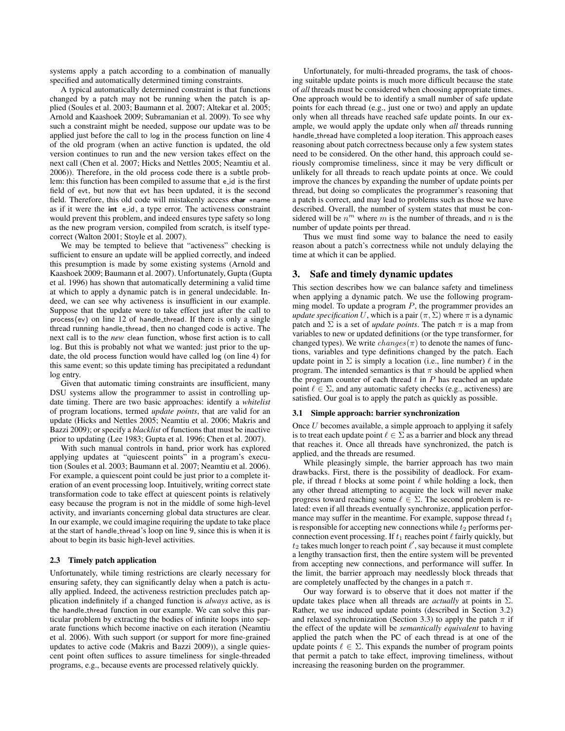systems apply a patch according to a combination of manually specified and automatically determined timing constraints.

A typical automatically determined constraint is that functions changed by a patch may not be running when the patch is applied (Soules et al. 2003; Baumann et al. 2007; Altekar et al. 2005; Arnold and Kaashoek 2009; Subramanian et al. 2009). To see why such a constraint might be needed, suppose our update was to be applied just before the call to log in the process function on line 4 of the old program (when an active function is updated, the old version continues to run and the new version takes effect on the next call (Chen et al. 2007; Hicks and Nettles 2005; Neamtiu et al. 2006)). Therefore, in the old process code there is a subtle problem: this function has been compiled to assume that e_id is the first field of evt, but now that evt has been updated, it is the second field. Therefore, this old code will mistakenly access **char** *name as if it were the **int** e_id, a type error. The activeness constraint would prevent this problem, and indeed ensures type safety so long as the new program version, compiled from scratch, is itself type-correct (Walton 2001; Stoyle et al. 2007).

We may be tempted to believe that "activeness" checking is sufficient to ensure an update will be applied correctly, and indeed this presumption is made by some existing systems (Arnold and Kaashoek 2009; Baumann et al. 2007). Unfortunately, Gupta (Gupta et al. 1996) has shown that automatically determining a valid time at which to apply a dynamic patch is in general undecidable. Indeed, we can see why activeness is insufficient in our example. Suppose that the update were to take effect just after the call to process(ev) on line 12 of handle_thread. If there is only a single thread running handle_thread, then no changed code is active. The next call is to the *new* clean function, whose first action is to call log. But this is probably not what we wanted: just prior to the update, the old process function would have called log (on line 4) for this same event; so this update timing has precipitated a redundant log entry.

Given that automatic timing constraints are insufficient, many DSU systems allow the programmer to assist in controlling update timing. There are two basic approaches: identify a *whitelist* of program locations, termed *update points*, that are valid for an update (Hicks and Nettles 2005; Neamtiu et al. 2006; Makris and Bazzi 2009); or specify a *blacklist* of functions that must be inactive prior to updating (Lee 1983; Gupta et al. 1996; Chen et al. 2007).

With such manual controls in hand, prior work has explored applying updates at "quiescent points" in a program's execution (Soules et al. 2003; Baumann et al. 2007; Neamtiu et al. 2006). For example, a quiescent point could be just prior to a complete iteration of an event processing loop. Intuitively, writing correct state transformation code to take effect at quiescent points is relatively easy because the program is not in the middle of some high-level activity, and invariants concerning global data structures are clear. In our example, we could imagine requiring the update to take place at the start of handle_thread's loop on line 9, since this is when it is about to begin its basic high-level activities.

### 2.3 Timely patch application

Unfortunately, while timing restrictions are clearly necessary for ensuring safety, they can significantly delay when a patch is actually applied. Indeed, the activeness restriction precludes patch application indefinitely if a changed function is *always* active, as is the handle_thread function in our example. We can solve this particular problem by extracting the bodies of infinite loops into separate functions which become inactive on each iteration (Neamtiu et al. 2006). With such support (or support for more fine-grained updates to active code (Makris and Bazzi 2009)), a single quiescent point often suffices to assure timeliness for single-threaded programs, e.g., because events are processed relatively quickly.

Unfortunately, for multi-threaded programs, the task of choosing suitable update points is much more difficult because the state of *all* threads must be considered when choosing appropriate times. One approach would be to identify a small number of safe update points for each thread (e.g., just one or two) and apply an update only when all threads have reached safe update points. In our example, we would apply the update only when *all* threads running handle_thread have completed a loop iteration. This approach eases reasoning about patch correctness because only a few system states need to be considered. On the other hand, this approach could seriously compromise timeliness, since it may be very difficult or unlikely for all threads to reach update points at once. We could improve the chances by expanding the number of update points per thread, but doing so complicates the programmer's reasoning that a patch is correct, and may lead to problems such as those we have described. Overall, the number of system states that must be considered will be $n^m$ where $m$ is the number of threads, and $n$ is the number of update points per thread.

Thus we must find some way to balance the need to easily reason about a patch's correctness while not unduly delaying the time at which it can be applied.

## 3. Safe and timely dynamic updates

This section describes how we can balance safety and timeliness when applying a dynamic patch. We use the following programming model. To update a program $P$, the programmer provides an *update specification* $U$, which is a pair $(\pi, \Sigma)$ where $\pi$ is a dynamic patch and $\Sigma$ is a set of *update points*. The patch $\pi$ is a map from variables to new or updated definitions (or the type transformer, for changed types). We write $changes(\pi)$ to denote the names of functions, variables and type definitions changed by the patch. Each update point in $\Sigma$ is simply a location (i.e., line number) $\ell$ in the program. The intended semantics is that $\pi$ should be applied when the program counter of each thread $t$ in $P$ has reached an update point $\ell \in \Sigma$, and any automatic safety checks (e.g., activeness) are satisfied. Our goal is to apply the patch as quickly as possible.

### 3.1 Simple approach: barrier synchronization

Once $U$ becomes available, a simple approach to applying it safely is to treat each update point $\ell \in \Sigma$ as a barrier and block any thread that reaches it. Once all threads have synchronized, the patch is applied, and the threads are resumed.

While pleasingly simple, the barrier approach has two main drawbacks. First, there is the possibility of deadlock. For example, if thread $t$ blocks at some point $\ell$ while holding a lock, then any other thread attempting to acquire the lock will never make progress toward reaching some $\ell \in \Sigma$. The second problem is related: even if all threads eventually synchronize, application performance may suffer in the meantime. For example, suppose thread $t_1$ is responsible for accepting new connections while $t_2$ performs per-connection event processing. If $t_1$ reaches point $\ell$ fairly quickly, but $t_2$ takes much longer to reach point $\ell'$, say because it must complete a lengthy transaction first, then the entire system will be prevented from accepting new connections, and performance will suffer. In the limit, the barrier approach may needlessly block threads that are completely unaffected by the changes in a patch $\pi$.

Our way forward is to observe that it does not matter if the update takes place when all threads are *actually* at points in $\Sigma$. Rather, we use induced update points (described in Section 3.2) and relaxed synchronization (Section 3.3) to apply the patch $\pi$ if the effect of the update will be *semantically equivalent* to having applied the patch when the PC of each thread is at one of the update points $\ell \in \Sigma$. This expands the number of program points that permit a patch to take effect, improving timeliness, without increasing the reasoning burden on the programmer.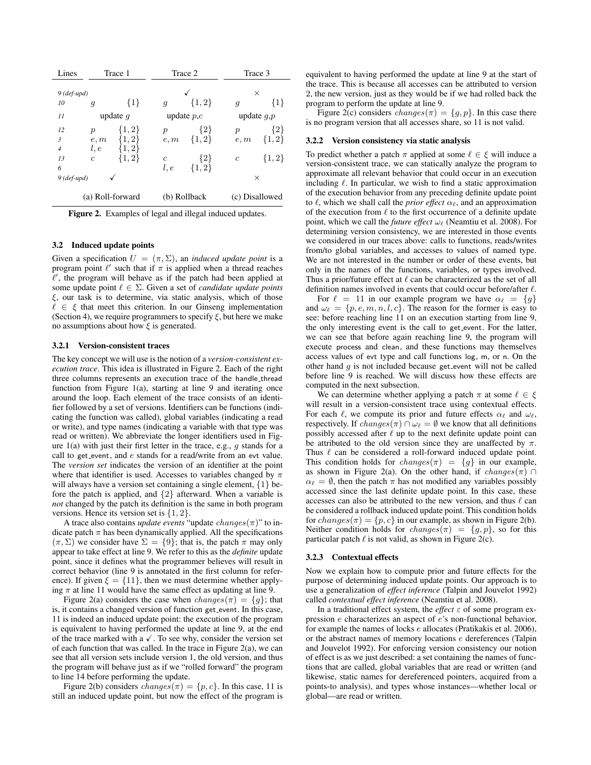| Lines | Trace 1 | | Trace 2 | | Trace 3 | |
|---|---|---|---|---|---|---|
| *9 (def-upd)* | | | ✓ | | × | |
| *10* | $g$ | $\{1\}$ | $g$ | $\{1,2\}$ | $g$ | $\{1\}$ |
| *11* | update $g$ | | update $p$,$c$ | | update $g$,$p$ | |
| *12* | $p$ | $\{1,2\}$ | $p$ | $\{2\}$ | $p$ | $\{2\}$ |
| *3* | $e,m$ | $\{1,2\}$ | $e,m$ | $\{1,2\}$ | $e,m$ | $\{1,2\}$ |
| *4* | $l,e$ | $\{1,2\}$ | | | | |
| *13* | $c$ | $\{1,2\}$ | $c$ | $\{2\}$ | $c$ | $\{1,2\}$ |
| *6* | | | $l,e$ | $\{1,2\}$ | | |
| *9 (def-upd)* | ✓ | | | | × | |
| | (a) Roll-forward | | (b) Rollback | | (c) Disallowed | |

**Figure 2.** Examples of legal and illegal induced updates.

### 3.2 Induced update points

Given a specification $U = (\pi, \Sigma)$, an *induced update point* is a program point $\ell'$ such that if $\pi$ is applied when a thread reaches $\ell'$, the program will behave as if the patch had been applied at some update point $\ell \in \Sigma$. Given a set of *candidate update points* $\xi$, our task is to determine, via static analysis, which of those $\ell \in \xi$ that meet this criterion. In our Ginseng implementation (Section 4), we require programmers to specify $\xi$, but here we make no assumptions about how $\xi$ is generated.

#### 3.2.1 Version-consistent traces

The key concept we will use is the notion of a *version-consistent execution trace*. This idea is illustrated in Figure 2. Each of the right three columns represents an execution trace of the handle_thread function from Figure 1(a), starting at line 9 and iterating once around the loop. Each element of the trace consists of an identifier followed by a set of versions. Identifiers can be functions (indicating the function was called), global variables (indicating a read or write), and type names (indicating a variable with that type was read or written). We abbreviate the longer identifiers used in Figure 1(a) with just their first letter in the trace, e.g., $g$ stands for a call to get_event, and $e$ stands for a read/write from an evt value. The *version set* indicates the version of an identifier at the point where that identifier is used. Accesses to variables changed by $\pi$ will always have a version set containing a single element, $\{1\}$ before the patch is applied, and $\{2\}$ afterward. When a variable is *not* changed by the patch its definition is the same in both program versions. Hence its version set is $\{1, 2\}$.

A trace also contains *update events* "update $changes(\pi)$" to indicate patch $\pi$ has been dynamically applied. All the specifications $(\pi, \Sigma)$ we consider have $\Sigma = \{9\}$; that is, the patch $\pi$ may only appear to take effect at line 9. We refer to this as the *definite* update point, since it defines what the programmer believes will result in correct behavior (line 9 is annotated in the first column for reference). If given $\xi = \{11\}$, then we must determine whether applying $\pi$ at line 11 would have the same effect as updating at line 9.

Figure 2(a) considers the case when $changes(\pi) = \{g\}$; that is, it contains a changed version of function get_event. In this case, 11 is indeed an induced update point: the execution of the program is equivalent to having performed the update at line 9, at the end of the trace marked with a ✓. To see why, consider the version set of each function that was called. In the trace in Figure 2(a), we can see that all version sets include version 1, the old version, and thus the program will behave just as if we "rolled forward" the program to line 14 before performing the update.

Figure 2(b) considers $changes(\pi) = \{p, c\}$. In this case, 11 is still an induced update point, but now the effect of the program is equivalent to having performed the update at line 9 at the start of the trace. This is because all accesses can be attributed to version 2, the new version, just as they would be if we had rolled back the program to perform the update at line 9.

Figure 2(c) considers $changes(\pi) = \{g, p\}$. In this case there is no program version that all accesses share, so 11 is not valid.

#### 3.2.2 Version consistency via static analysis

To predict whether a patch $\pi$ applied at some $\ell \in \xi$ will induce a version-consistent trace, we can statically analyze the program to approximate all relevant behavior that could occur in an execution including $\ell$. In particular, we wish to find a static approximation of the execution behavior from any preceding definite update point to $\ell$, which we shall call the *prior effect* $\alpha_\ell$, and an approximation of the execution from $\ell$ to the first occurrence of a definite update point, which we call the *future effect* $\omega_\ell$ (Neamtiu et al. 2008). For determining version consistency, we are interested in those events we considered in our traces above: calls to functions, reads/writes from/to global variables, and accesses to values of named type. We are not interested in the number or order of these events, but only in the names of the functions, variables, or types involved. Thus a prior/future effect at $\ell$ can be characterized as the set of all definition names involved in events that could occur before/after $\ell$.

For $\ell = 11$ in our example program we have $\alpha_\ell = \{g\}$ and $\omega_\ell = \{p, e, m, n, l, c\}$. The reason for the former is easy to see: before reaching line 11 on an execution starting from line 9, the only interesting event is the call to get_event. For the latter, we can see that before again reaching line 9, the program will execute process and clean, and these functions may themselves access values of evt type and call functions log, m, or n. On the other hand $g$ is not included because get_event will not be called before line 9 is reached. We will discuss how these effects are computed in the next subsection.

We can determine whether applying a patch $\pi$ at some $\ell \in \xi$ will result in a version-consistent trace using contextual effects. For each $\ell$, we compute its prior and future effects $\alpha_\ell$ and $\omega_\ell$, respectively. If $changes(\pi) \cap \omega_\ell = \emptyset$ we know that all definitions possibly accessed after $\ell$ up to the next definite update point can be attributed to the old version since they are unaffected by $\pi$. Thus $\ell$ can be considered a roll-forward induced update point. This condition holds for $changes(\pi) = \{g\}$ in our example, as shown in Figure 2(a). On the other hand, if $changes(\pi) \cap \alpha_\ell = \emptyset$, then the patch $\pi$ has not modified any variables possibly accessed since the last definite update point. In this case, these accesses can also be attributed to the new version, and thus $\ell$ can be considered a rollback induced update point. This condition holds for $changes(\pi) = \{p, c\}$ in our example, as shown in Figure 2(b). Neither condition holds for $changes(\pi) = \{g, p\}$, so for this particular patch $\ell$ is not valid, as shown in Figure 2(c).

#### 3.2.3 Contextual effects

Now we explain how to compute prior and future effects for the purpose of determining induced update points. Our approach is to use a generalization of *effect inference* (Talpin and Jouvelot 1992) called *contextual effect inference* (Neamtiu et al. 2008).

In a traditional effect system, the *effect* $\varepsilon$ of some program expression $e$ characterizes an aspect of $e$'s non-functional behavior, for example the names of locks $e$ allocates (Pratikakis et al. 2006), or the abstract names of memory locations $e$ dereferences (Talpin and Jouvelot 1992). For enforcing version consistency our notion of effect is as we just described: a set containing the names of functions that are called, global variables that are read or written (and likewise, static names for dereferenced pointers, acquired from a points-to analysis), and types whose instances—whether local or global—are read or written.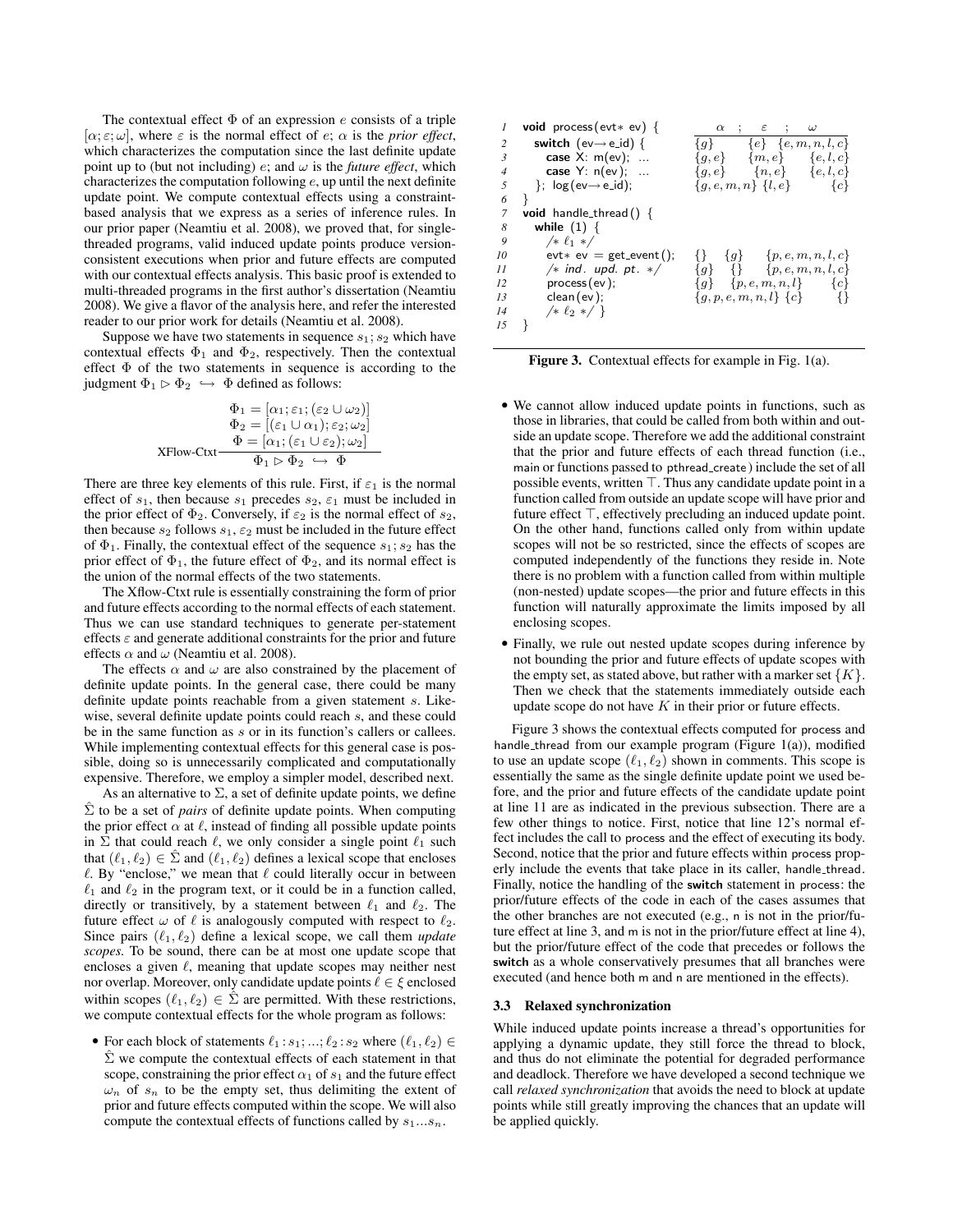The contextual effect $\Phi$ of an expression $e$ consists of a triple $[\alpha; \varepsilon; \omega]$, where $\varepsilon$ is the normal effect of $e$; $\alpha$ is the *prior effect*, which characterizes the computation since the last definite update point up to (but not including) $e$; and $\omega$ is the *future effect*, which characterizes the computation following $e$, up until the next definite update point. We compute contextual effects using a constraint-based analysis that we express as a series of inference rules. In our prior paper (Neamtiu et al. 2008), we proved that, for single-threaded programs, valid induced update points produce version-consistent executions when prior and future effects are computed with our contextual effects analysis. This basic proof is extended to multi-threaded programs in the first author's dissertation (Neamtiu 2008). We give a flavor of the analysis here, and refer the interested reader to our prior work for details (Neamtiu et al. 2008).

Suppose we have two statements in sequence $s_1; s_2$ which have contextual effects $\Phi_1$ and $\Phi_2$, respectively. Then the contextual effect $\Phi$ of the two statements in sequence is according to the judgment $\Phi_1 \rhd \Phi_2 \hookrightarrow \Phi$ defined as follows:

$$\text{XFlow-Ctxt}\ \frac{\begin{array}{c}\Phi_1 = [\alpha_1; \varepsilon_1; (\varepsilon_2 \cup \omega_2)] \\ \Phi_2 = [(\varepsilon_1 \cup \alpha_1); \varepsilon_2; \omega_2] \\ \Phi = [\alpha_1; (\varepsilon_1 \cup \varepsilon_2); \omega_2]\end{array}}{\Phi_1 \rhd \Phi_2 \hookrightarrow \Phi}$$

There are three key elements of this rule. First, if $\varepsilon_1$ is the normal effect of $s_1$, then because $s_1$ precedes $s_2$, $\varepsilon_1$ must be included in the prior effect of $\Phi_2$. Conversely, if $\varepsilon_2$ is the normal effect of $s_2$, then because $s_2$ follows $s_1$, $\varepsilon_2$ must be included in the future effect of $\Phi_1$. Finally, the contextual effect of the sequence $s_1; s_2$ has the prior effect of $\Phi_1$, the future effect of $\Phi_2$, and its normal effect is the union of the normal effects of the two statements.

The Xflow-Ctxt rule is essentially constraining the form of prior and future effects according to the normal effects of each statement. Thus we can use standard techniques to generate per-statement effects $\varepsilon$ and generate additional constraints for the prior and future effects $\alpha$ and $\omega$ (Neamtiu et al. 2008).

The effects $\alpha$ and $\omega$ are also constrained by the placement of definite update points. In the general case, there could be many definite update points reachable from a given statement $s$. Likewise, several definite update points could reach $s$, and these could be in the same function as $s$ or in its function's callers or callees. While implementing contextual effects for this general case is possible, doing so is unnecessarily complicated and computationally expensive. Therefore, we employ a simpler model, described next.

As an alternative to $\Sigma$, a set of definite update points, we define $\hat{\Sigma}$ to be a set of *pairs* of definite update points. When computing the prior effect $\alpha$ at $\ell$, instead of finding all possible update points in $\Sigma$ that could reach $\ell$, we only consider a single point $\ell_1$ such that $(\ell_1, \ell_2) \in \hat{\Sigma}$ and $(\ell_1, \ell_2)$ defines a lexical scope that encloses $\ell$. By "enclose," we mean that $\ell$ could literally occur in between $\ell_1$ and $\ell_2$ in the program text, or it could be in a function called, directly or transitively, by a statement between $\ell_1$ and $\ell_2$. The future effect $\omega$ of $\ell$ is analogously computed with respect to $\ell_2$. Since pairs $(\ell_1, \ell_2)$ define a lexical scope, we call them *update scopes*. To be sound, there can be at most one update scope that encloses a given $\ell$, meaning that update scopes may neither nest nor overlap. Moreover, only candidate update points $\ell \in \xi$ enclosed within scopes $(\ell_1, \ell_2) \in \hat{\Sigma}$ are permitted. With these restrictions, we compute contextual effects for the whole program as follows:

- For each block of statements $\ell_1 : s_1; \ldots; \ell_2 : s_2$ where $(\ell_1, \ell_2) \in \hat{\Sigma}$ we compute the contextual effects of each statement in that scope, constraining the prior effect $\alpha_1$ of $s_1$ and the future effect $\omega_n$ of $s_n$ to be the empty set, thus delimiting the extent of prior and future effects computed within the scope. We will also compute the contextual effects of functions called by $s_1 \ldots s_n$.
- We cannot allow induced update points in functions, such as those in libraries, that could be called from both within and outside an update scope. Therefore we add the additional constraint that the prior and future effects of each thread function (i.e., main or functions passed to pthread_create) include the set of all possible events, written $\top$. Thus any candidate update point in a function called from outside an update scope will have prior and future effect $\top$, effectively precluding an induced update point. On the other hand, functions called only from within update scopes will not be so restricted, since the effects of scopes are computed independently of the functions they reside in. Note there is no problem with a function called from within multiple (non-nested) update scopes—the prior and future effects in this function will naturally approximate the limits imposed by all enclosing scopes.
- Finally, we rule out nested update scopes during inference by not bounding the prior and future effects of update scopes with the empty set, as stated above, but rather with a marker set $\{K\}$. Then we check that the statements immediately outside each update scope do not have $K$ in their prior or future effects.

```
1   void process(evt* ev) {                  α ; ε ; ω
2     switch (ev→e_id) {                     {g}   {e}  {e,m,n,l,c}
3       case X: m(ev); ...                   {g,e}  {m,e}  {e,l,c}
4       case Y: n(ev); ...                   {g,e}  {n,e}  {e,l,c}
5     }; log(ev→e_id);                       {g,e,m,n} {l,e}  {c}
6   }
7   void handle_thread() {
8     while (1) {
9       /* ℓ1 */
10      evt* ev = get_event();               {}  {g}  {p,e,m,n,l,c}
11      /* ind. upd. pt. */                  {g}  {}  {p,e,m,n,l,c}
12      process(ev);                         {g}  {p,e,m,n,l}  {c}
13      clean(ev);                           {g,p,e,m,n,l} {c}  {}
14      /* ℓ2 */ }
15  }
```

**Figure 3.** Contextual effects for example in Fig. 1(a).

Figure 3 shows the contextual effects computed for process and handle_thread from our example program (Figure 1(a)), modified to use an update scope $(\ell_1, \ell_2)$ shown in comments. This scope is essentially the same as the single definite update point we used before, and the prior and future effects of the candidate update point at line 11 are as indicated in the previous subsection. There are a few other things to notice. First, notice that line 12's normal effect includes the call to process and the effect of executing its body. Second, notice that the prior and future effects within process properly include the events that take place in its caller, handle_thread. Finally, notice the handling of the **switch** statement in process: the prior/future effects of the code in each of the cases assumes that the other branches are not executed (e.g., n is not in the prior/future effect at line 3, and m is not in the prior/future effect at line 4), but the prior/future effect of the code that precedes or follows the **switch** as a whole conservatively presumes that all branches were executed (and hence both m and n are mentioned in the effects).

### 3.3 Relaxed synchronization

While induced update points increase a thread's opportunities for applying a dynamic update, they still force the thread to block, and thus do not eliminate the potential for degraded performance and deadlock. Therefore we have developed a second technique we call *relaxed synchronization* that avoids the need to block at update points while still greatly improving the chances that an update will be applied quickly.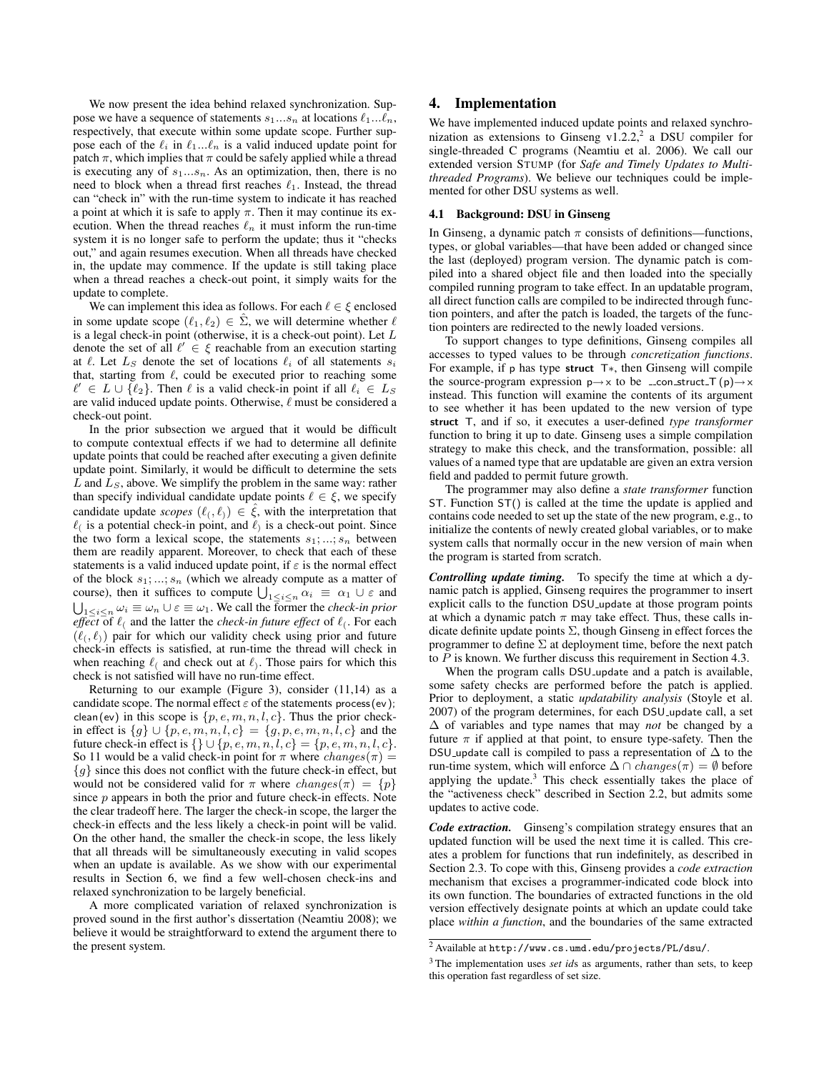We now present the idea behind relaxed synchronization. Suppose we have a sequence of statements $s_1 ... s_n$ at locations $\ell_1 ... \ell_n$, respectively, that execute within some update scope. Further suppose each of the $\ell_i$ in $\ell_1 ... \ell_n$ is a valid induced update point for patch $\pi$, which implies that $\pi$ could be safely applied while a thread is executing any of $s_1 ... s_n$. As an optimization, then, there is no need to block when a thread first reaches $\ell_1$. Instead, the thread can "check in" with the run-time system to indicate it has reached a point at which it is safe to apply $\pi$. Then it may continue its execution. When the thread reaches $\ell_n$ it must inform the run-time system it is no longer safe to perform the update; thus it "checks out," and again resumes execution. When all threads have checked in, the update may commence. If the update is still taking place when a thread reaches a check-out point, it simply waits for the update to complete.

We can implement this idea as follows. For each $\ell \in \xi$ enclosed in some update scope $(\ell_1, \ell_2) \in \hat{\Sigma}$, we will determine whether $\ell$ is a legal check-in point (otherwise, it is a check-out point). Let $L$ denote the set of all $\ell' \in \xi$ reachable from an execution starting at $\ell$. Let $L_S$ denote the set of locations $\ell_i$ of all statements $s_i$ that, starting from $\ell$, could be executed prior to reaching some $\ell' \in L \cup \{\ell_2\}$. Then $\ell$ is a valid check-in point if all $\ell_i \in L_S$ are valid induced update points. Otherwise, $\ell$ must be considered a check-out point.

In the prior subsection we argued that it would be difficult to compute contextual effects if we had to determine all definite update points that could be reached after executing a given definite update point. Similarly, it would be difficult to determine the sets $L$ and $L_S$, above. We simplify the problem in the same way: rather than specify individual candidate update points $\ell \in \xi$, we specify candidate update *scopes* $(\ell_(, \ell_)) \in \hat{\xi}$, with the interpretation that $\ell_($ is a potential check-in point, and $\ell_)$ is a check-out point. Since the two form a lexical scope, the statements $s_1; ...; s_n$ between them are readily apparent. Moreover, to check that each of these statements is a valid induced update point, if $\varepsilon$ is the normal effect of the block $s_1; ...; s_n$ (which we already compute as a matter of course), then it suffices to compute $\bigcup_{1 \leq i \leq n} \alpha_i \equiv \alpha_1 \cup \varepsilon$ and $\bigcup_{1 \leq i \leq n} \omega_i \equiv \omega_n \cup \varepsilon \equiv \omega_1$. We call the former the *check-in prior effect* of $\ell_($ and the latter the *check-in future effect* of $\ell_($. For each $(\ell_(, \ell_))$ pair for which our validity check using prior and future check-in effects is satisfied, at run-time the thread will check in when reaching $\ell_($ and check out at $\ell_)$. Those pairs for which this check is not satisfied will have no run-time effect.

Returning to our example (Figure 3), consider (11,14) as a candidate scope. The normal effect $\varepsilon$ of the statements process(ev); clean(ev) in this scope is $\{p, e, m, n, l, c\}$. Thus the prior check-in effect is $\{g\} \cup \{p, e, m, n, l, c\} = \{g, p, e, m, n, l, c\}$ and the future check-in effect is $\{\} \cup \{p, e, m, n, l, c\} = \{p, e, m, n, l, c\}$. So 11 would be a valid check-in point for $\pi$ where $changes(\pi) = \{g\}$ since this does not conflict with the future check-in effect, but would not be considered valid for $\pi$ where $changes(\pi) = \{p\}$ since $p$ appears in both the prior and future check-in effects. Note the clear tradeoff here. The larger the check-in scope, the larger the check-in effects and the less likely a check-in point will be valid. On the other hand, the smaller the check-in scope, the less likely that all threads will be simultaneously executing in valid scopes when an update is available. As we show with our experimental results in Section 6, we find a few well-chosen check-ins and relaxed synchronization to be largely beneficial.

A more complicated variation of relaxed synchronization is proved sound in the first author's dissertation (Neamtiu 2008); we believe it would be straightforward to extend the argument there to the present system.

# 4. Implementation

We have implemented induced update points and relaxed synchronization as extensions to Ginseng v1.2.2,[2] a DSU compiler for single-threaded C programs (Neamtiu et al. 2006). We call our extended version STUMP (for *Safe and Timely Updates to Multi-threaded Programs*). We believe our techniques could be implemented for other DSU systems as well.

## 4.1 Background: DSU in Ginseng

In Ginseng, a dynamic patch $\pi$ consists of definitions—functions, types, or global variables—that have been added or changed since the last (deployed) program version. The dynamic patch is compiled into a shared object file and then loaded into the specially compiled running program to take effect. In an updatable program, all direct function calls are compiled to be indirected through function pointers, and after the patch is loaded, the targets of the function pointers are redirected to the newly loaded versions.

To support changes to type definitions, Ginseng compiles all accesses to typed values to be through *concretization functions*. For example, if p has type **struct** T∗, then Ginseng will compile the source-program expression p→x to be __con_struct_T(p)→x instead. This function will examine the contents of its argument to see whether it has been updated to the new version of type **struct** T, and if so, it executes a user-defined *type transformer* function to bring it up to date. Ginseng uses a simple compilation strategy to make this check, and the transformation, possible: all values of a named type that are updatable are given an extra version field and padded to permit future growth.

The programmer may also define a *state transformer* function ST. Function ST() is called at the time the update is applied and contains code needed to set up the state of the new program, e.g., to initialize the contents of newly created global variables, or to make system calls that normally occur in the new version of main when the program is started from scratch.

***Controlling update timing.*** To specify the time at which a dynamic patch is applied, Ginseng requires the programmer to insert explicit calls to the function DSU_update at those program points at which a dynamic patch $\pi$ may take effect. Thus, these calls indicate definite update points $\Sigma$, though Ginseng in effect forces the programmer to define $\Sigma$ at deployment time, before the next patch to $P$ is known. We further discuss this requirement in Section 4.3.

When the program calls DSU_update and a patch is available, some safety checks are performed before the patch is applied. Prior to deployment, a static *updatability analysis* (Stoyle et al. 2007) of the program determines, for each DSU_update call, a set $\Delta$ of variables and type names that may *not* be changed by a future $\pi$ if applied at that point, to ensure type-safety. Then the DSU_update call is compiled to pass a representation of $\Delta$ to the run-time system, which will enforce $\Delta \cap changes(\pi) = \emptyset$ before applying the update.[3] This check essentially takes the place of the "activeness check" described in Section 2.2, but admits some updates to active code.

***Code extraction.*** Ginseng's compilation strategy ensures that an updated function will be used the next time it is called. This creates a problem for functions that run indefinitely, as described in Section 2.3. To cope with this, Ginseng provides a *code extraction* mechanism that excises a programmer-indicated code block into its own function. The boundaries of extracted functions in the old version effectively designate points at which an update could take place *within a function*, and the boundaries of the same extracted

[2] Available at `http://www.cs.umd.edu/projects/PL/dsu/`.

[3] The implementation uses *set id*s as arguments, rather than sets, to keep this operation fast regardless of set size.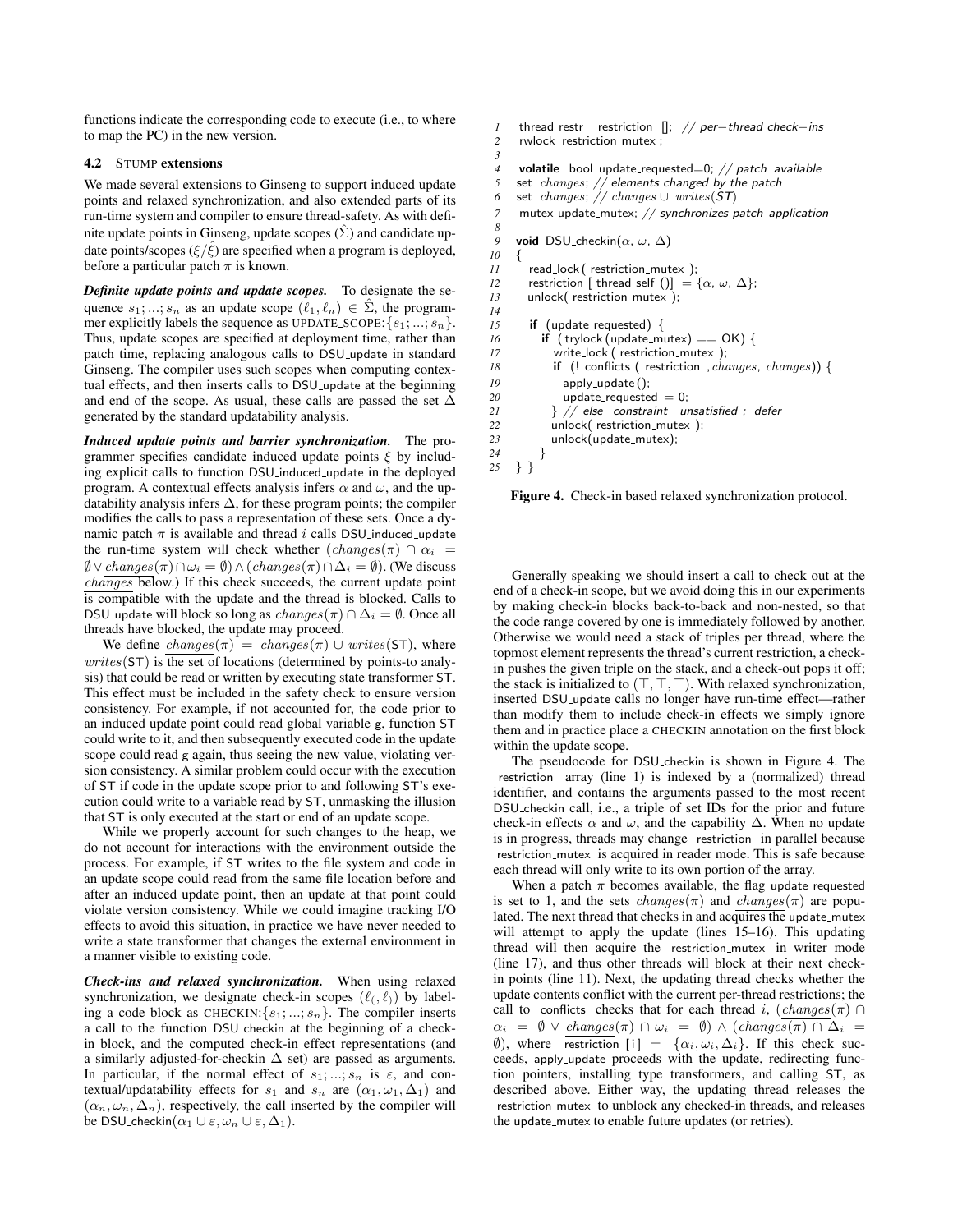functions indicate the corresponding code to execute (i.e., to where to map the PC) in the new version.

### 4.2 STUMP extensions

We made several extensions to Ginseng to support induced update points and relaxed synchronization, and also extended parts of its run-time system and compiler to ensure thread-safety. As with definite update points in Ginseng, update scopes ($\hat{\Sigma}$) and candidate update points/scopes ($\xi/\hat{\xi}$) are specified when a program is deployed, before a particular patch $\pi$ is known.

***Definite update points and update scopes.*** To designate the sequence $s_1; ...; s_n$ as an update scope $(\ell_1, \ell_n) \in \hat{\Sigma}$, the programmer explicitly labels the sequence as UPDATE_SCOPE:$\{s_1; ...; s_n\}$. Thus, update scopes are specified at deployment time, rather than patch time, replacing analogous calls to DSU_update in standard Ginseng. The compiler uses such scopes when computing contextual effects, and then inserts calls to DSU_update at the beginning and end of the scope. As usual, these calls are passed the set $\Delta$ generated by the standard updatability analysis.

***Induced update points and barrier synchronization.*** The programmer specifies candidate induced update points $\xi$ by including explicit calls to function DSU_induced_update in the deployed program. A contextual effects analysis infers $\alpha$ and $\omega$, and the updatability analysis infers $\Delta$, for these program points; the compiler modifies the calls to pass a representation of these sets. Once a dynamic patch $\pi$ is available and thread $i$ calls DSU_induced_update the run-time system will check whether $(changes(\pi) \cap \alpha_i = \emptyset \vee \underline{changes}(\pi) \cap \omega_i = \emptyset) \wedge (changes(\pi) \cap \Delta_i = \emptyset)$. (We discuss $\underline{changes}$ below.) If this check succeeds, the current update point is compatible with the update and the thread is blocked. Calls to DSU_update will block so long as $changes(\pi) \cap \Delta_i = \emptyset$. Once all threads have blocked, the update may proceed.

We define $\underline{changes}(\pi) = changes(\pi) \cup writes(\mathsf{ST})$, where $writes(\mathsf{ST})$ is the set of locations (determined by points-to analysis) that could be read or written by executing state transformer ST. This effect must be included in the safety check to ensure version consistency. For example, if not accounted for, the code prior to an induced update point could read global variable g, function ST could write to it, and then subsequently executed code in the update scope could read g again, thus seeing the new value, violating version consistency. A similar problem could occur with the execution of ST if code in the update scope prior to and following ST's execution could write to a variable read by ST, unmasking the illusion that ST is only executed at the start or end of an update scope.

While we properly account for such changes to the heap, we do not account for interactions with the environment outside the process. For example, if ST writes to the file system and code in an update scope could read from the same file location before and after an induced update point, then an update at that point could violate version consistency. While we could imagine tracking I/O effects to avoid this situation, in practice we have never needed to write a state transformer that changes the external environment in a manner visible to existing code.

***Check-ins and relaxed synchronization.*** When using relaxed synchronization, we designate check-in scopes $(\ell_(, \ell_))$ by labeling a code block as CHECKIN:$\{s_1; ...; s_n\}$. The compiler inserts a call to the function DSU_checkin at the beginning of a check-in block, and the computed check-in effect representations (and a similarly adjusted-for-checkin $\Delta$ set) are passed as arguments. In particular, if the normal effect of $s_1; ...; s_n$ is $\varepsilon$, and contextual/updatability effects for $s_1$ and $s_n$ are $(\alpha_1, \omega_1, \Delta_1)$ and $(\alpha_n, \omega_n, \Delta_n)$, respectively, the call inserted by the compiler will be DSU_checkin$(\alpha_1 \cup \varepsilon, \omega_n \cup \varepsilon, \Delta_1)$.

```
1   thread_restr  restriction  []; // per−thread check−ins
2   rwlock restriction_mutex ;
3
4   volatile bool update_requested=0; // patch available
5   set changes; // elements changed by the patch
6   set changes; // changes ∪ writes(ST)
7   mutex update_mutex; // synchronizes patch application
8
9   void DSU_checkin(α, ω, Δ)
10  {
11    read_lock( restriction_mutex );
12    restriction [ thread_self ()] = {α, ω, Δ};
13    unlock( restriction_mutex );
14
15    if (update_requested) {
16      if ( trylock (update_mutex) == OK) {
17        write_lock ( restriction_mutex );
18        if (! conflicts ( restriction , changes, changes)) {
19          apply_update ();
20          update_requested = 0;
21        } // else constraint unsatisfied ; defer
22        unlock( restriction_mutex );
23        unlock(update_mutex);
24      }
25  } }
```

**Figure 4.** Check-in based relaxed synchronization protocol.

Generally speaking we should insert a call to check out at the end of a check-in scope, but we avoid doing this in our experiments by making check-in blocks back-to-back and non-nested, so that the code range covered by one is immediately followed by another. Otherwise we would need a stack of triples per thread, where the topmost element represents the thread's current restriction, a check-in pushes the given triple on the stack, and a check-out pops it off; the stack is initialized to $(\top, \top, \top)$. With relaxed synchronization, inserted DSU_update calls no longer have run-time effect—rather than modify them to include check-in effects we simply ignore them and in practice place a CHECKIN annotation on the first block within the update scope.

The pseudocode for DSU_checkin is shown in Figure 4. The restriction array (line 1) is indexed by a (normalized) thread identifier, and contains the arguments passed to the most recent DSU_checkin call, i.e., a triple of set IDs for the prior and future check-in effects $\alpha$ and $\omega$, and the capability $\Delta$. When no update is in progress, threads may change restriction in parallel because restriction_mutex is acquired in reader mode. This is safe because each thread will only write to its own portion of the array.

When a patch $\pi$ becomes available, the flag update_requested is set to 1, and the sets $changes(\pi)$ and $\underline{changes}(\pi)$ are populated. The next thread that checks in and acquires the update_mutex will attempt to apply the update (lines 15–16). This updating thread will then acquire the restriction_mutex in writer mode (line 17), and thus other threads will block at their next check-in points (line 11). Next, the updating thread checks whether the update contents conflict with the current per-thread restrictions; the call to conflicts checks that for each thread $i$, $(changes(\pi) \cap \alpha_i = \emptyset \vee \underline{changes}(\pi) \cap \omega_i = \emptyset) \wedge (changes(\pi) \cap \Delta_i = \emptyset)$, where restriction $[i] = \{\alpha_i, \omega_i, \Delta_i\}$. If this check succeeds, apply_update proceeds with the update, redirecting function pointers, installing type transformers, and calling ST, as described above. Either way, the updating thread releases the restriction_mutex to unblock any checked-in threads, and releases the update_mutex to enable future updates (or retries).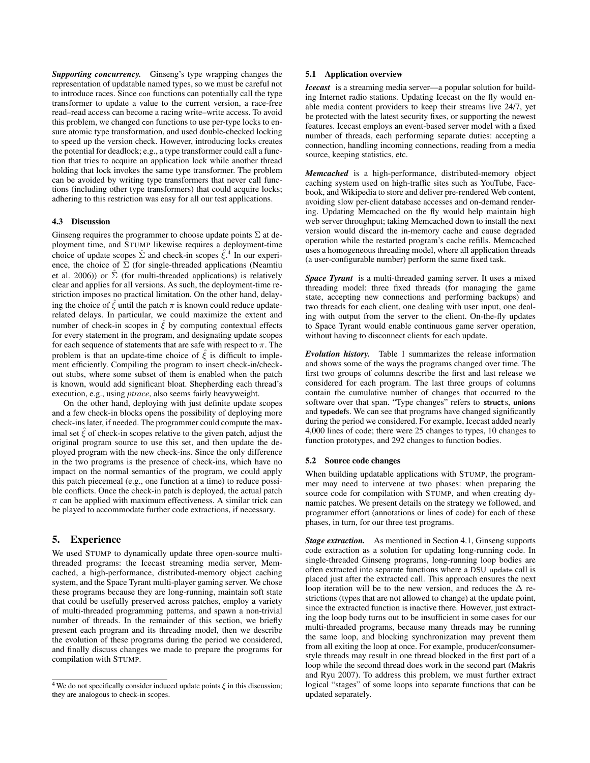***Supporting concurrency.*** Ginseng's type wrapping changes the representation of updatable named types, so we must be careful not to introduce races. Since con functions can potentially call the type transformer to update a value to the current version, a race-free read–read access can become a racing write–write access. To avoid this problem, we changed con functions to use per-type locks to ensure atomic type transformation, and used double-checked locking to speed up the version check. However, introducing locks creates the potential for deadlock; e.g., a type transformer could call a function that tries to acquire an application lock while another thread holding that lock invokes the same type transformer. The problem can be avoided by writing type transformers that never call functions (including other type transformers) that could acquire locks; adhering to this restriction was easy for all our test applications.

### 4.3 Discussion

Ginseng requires the programmer to choose update points $\Sigma$ at deployment time, and STUMP likewise requires a deployment-time choice of update scopes $\hat{\Sigma}$ and check-in scopes $\hat{\xi}$.[4] In our experience, the choice of $\Sigma$ (for single-threaded applications (Neamtiu et al. 2006)) or $\hat{\Sigma}$ (for multi-threaded applications) is relatively clear and applies for all versions. As such, the deployment-time restriction imposes no practical limitation. On the other hand, delaying the choice of $\hat{\xi}$ until the patch $\pi$ is known could reduce update-related delays. In particular, we could maximize the extent and number of check-in scopes in $\hat{\xi}$ by computing contextual effects for every statement in the program, and designating update scopes for each sequence of statements that are safe with respect to $\pi$. The problem is that an update-time choice of $\hat{\xi}$ is difficult to implement efficiently. Compiling the program to insert check-in/check-out stubs, where some subset of them is enabled when the patch is known, would add significant bloat. Shepherding each thread's execution, e.g., using *ptrace*, also seems fairly heavyweight.

On the other hand, deploying with just definite update scopes and a few check-in blocks opens the possibility of deploying more check-ins later, if needed. The programmer could compute the maximal set $\hat{\xi}$ of check-in scopes relative to the given patch, adjust the original program source to use this set, and then update the deployed program with the new check-ins. Since the only difference in the two programs is the presence of check-ins, which have no impact on the normal semantics of the program, we could apply this patch piecemeal (e.g., one function at a time) to reduce possible conflicts. Once the check-in patch is deployed, the actual patch $\pi$ can be applied with maximum effectiveness. A similar trick can be played to accommodate further code extractions, if necessary.

## 5. Experience

We used STUMP to dynamically update three open-source multi-threaded programs: the Icecast streaming media server, Memcached, a high-performance, distributed-memory object caching system, and the Space Tyrant multi-player gaming server. We chose these programs because they are long-running, maintain soft state that could be usefully preserved across patches, employ a variety of multi-threaded programming patterns, and spawn a non-trivial number of threads. In the remainder of this section, we briefly present each program and its threading model, then we describe the evolution of these programs during the period we considered, and finally discuss changes we made to prepare the programs for compilation with STUMP.

[4] We do not specifically consider induced update points $\xi$ in this discussion; they are analogous to check-in scopes.

### 5.1 Application overview

***Icecast*** is a streaming media server—a popular solution for building Internet radio stations. Updating Icecast on the fly would enable media content providers to keep their streams live 24/7, yet be protected with the latest security fixes, or supporting the newest features. Icecast employs an event-based server model with a fixed number of threads, each performing separate duties: accepting a connection, handling incoming connections, reading from a media source, keeping statistics, etc.

***Memcached*** is a high-performance, distributed-memory object caching system used on high-traffic sites such as YouTube, Facebook, and Wikipedia to store and deliver pre-rendered Web content, avoiding slow per-client database accesses and on-demand rendering. Updating Memcached on the fly would help maintain high web server throughput; taking Memcached down to install the next version would discard the in-memory cache and cause degraded operation while the restarted program's cache refills. Memcached uses a homogeneous threading model, where all application threads (a user-configurable number) perform the same fixed task.

***Space Tyrant*** is a multi-threaded gaming server. It uses a mixed threading model: three fixed threads (for managing the game state, accepting new connections and performing backups) and two threads for each client, one dealing with user input, one dealing with output from the server to the client. On-the-fly updates to Space Tyrant would enable continuous game server operation, without having to disconnect clients for each update.

***Evolution history.*** Table 1 summarizes the release information and shows some of the ways the programs changed over time. The first two groups of columns describe the first and last release we considered for each program. The last three groups of columns contain the cumulative number of changes that occurred to the software over that span. "Type changes" refers to **struct**s, **union**s and **typedef**s. We can see that programs have changed significantly during the period we considered. For example, Icecast added nearly 4,000 lines of code; there were 25 changes to types, 10 changes to function prototypes, and 292 changes to function bodies.

### 5.2 Source code changes

When building updatable applications with STUMP, the programmer may need to intervene at two phases: when preparing the source code for compilation with STUMP, and when creating dynamic patches. We present details on the strategy we followed, and programmer effort (annotations or lines of code) for each of these phases, in turn, for our three test programs.

***Stage extraction.*** As mentioned in Section 4.1, Ginseng supports code extraction as a solution for updating long-running code. In single-threaded Ginseng programs, long-running loop bodies are often extracted into separate functions where a DSU_update call is placed just after the extracted call. This approach ensures the next loop iteration will be to the new version, and reduces the $\Delta$ restrictions (types that are not allowed to change) at the update point, since the extracted function is inactive there. However, just extracting the loop body turns out to be insufficient in some cases for our multi-threaded programs, because many threads may be running the same loop, and blocking synchronization may prevent them from all exiting the loop at once. For example, producer/consumer-style threads may result in one thread blocked in the first part of a loop while the second thread does work in the second part (Makris and Ryu 2007). To address this problem, we must further extract logical "stages" of some loops into separate functions that can be updated separately.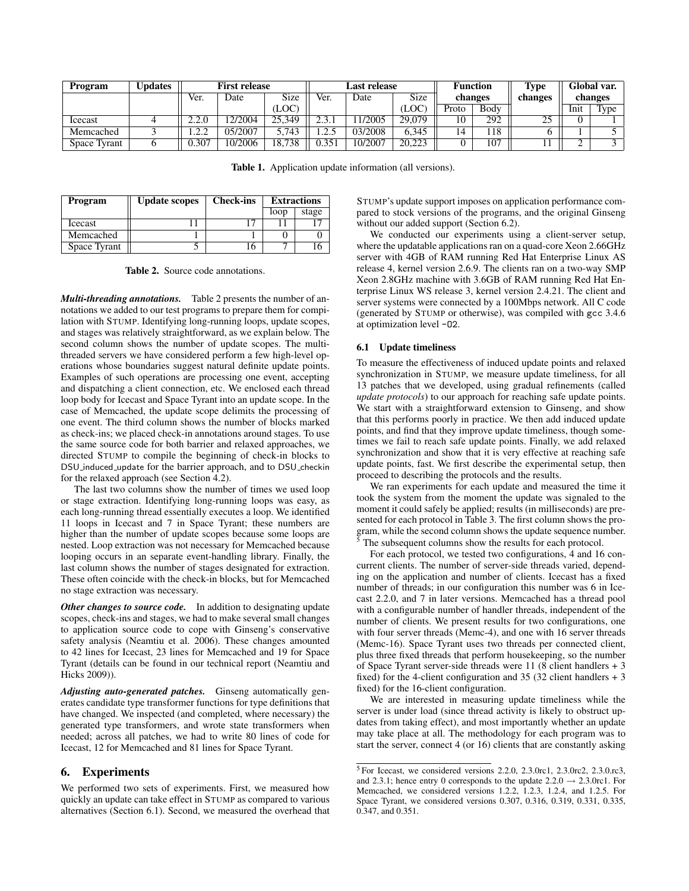| Program | Updates | First release | | | Last release | | | Function changes | | Type changes | Global var. changes | |
|---|---|---|---|---|---|---|---|---|---|---|---|---|
| | | Ver. | Date | Size (LOC) | Ver. | Date | Size (LOC) | Proto | Body | | Init | Type |
| Icecast | 4 | 2.2.0 | 12/2004 | 25,349 | 2.3.1 | 11/2005 | 29,079 | 10 | 292 | 25 | 0 | 1 |
| Memcached | 3 | 1.2.2 | 05/2007 | 5,743 | 1.2.5 | 03/2008 | 6,345 | 14 | 118 | 6 | 1 | 5 |
| Space Tyrant | 6 | 0.307 | 10/2006 | 18,738 | 0.351 | 10/2007 | 20,223 | 0 | 107 | 11 | 2 | 3 |

**Table 1.** Application update information (all versions).

| Program | Update scopes | Check-ins | Extractions | |
|---|---|---|---|---|
| | | | loop | stage |
| Icecast | 11 | 17 | 11 | 17 |
| Memcached | 1 | 1 | 0 | 0 |
| Space Tyrant | 5 | 16 | 7 | 16 |

**Table 2.** Source code annotations.

***Multi-threading annotations.*** Table 2 presents the number of annotations we added to our test programs to prepare them for compilation with STUMP. Identifying long-running loops, update scopes, and stages was relatively straightforward, as we explain below. The second column shows the number of update scopes. The multi-threaded servers we have considered perform a few high-level operations whose boundaries suggest natural definite update points. Examples of such operations are processing one event, accepting and dispatching a client connection, etc. We enclosed each thread loop body for Icecast and Space Tyrant into an update scope. In the case of Memcached, the update scope delimits the processing of one event. The third column shows the number of blocks marked as check-ins; we placed check-in annotations around stages. To use the same source code for both barrier and relaxed approaches, we directed STUMP to compile the beginning of check-in blocks to DSU_induced_update for the barrier approach, and to DSU_checkin for the relaxed approach (see Section 4.2).

The last two columns show the number of times we used loop or stage extraction. Identifying long-running loops was easy, as each long-running thread essentially executes a loop. We identified 11 loops in Icecast and 7 in Space Tyrant; these numbers are higher than the number of update scopes because some loops are nested. Loop extraction was not necessary for Memcached because looping occurs in an separate event-handling library. Finally, the last column shows the number of stages designated for extraction. These often coincide with the check-in blocks, but for Memcached no stage extraction was necessary.

***Other changes to source code.*** In addition to designating update scopes, check-ins and stages, we had to make several small changes to application source code to cope with Ginseng's conservative safety analysis (Neamtiu et al. 2006). These changes amounted to 42 lines for Icecast, 23 lines for Memcached and 19 for Space Tyrant (details can be found in our technical report (Neamtiu and Hicks 2009)).

***Adjusting auto-generated patches.*** Ginseng automatically generates candidate type transformer functions for type definitions that have changed. We inspected (and completed, where necessary) the generated type transformers, and wrote state transformers when needed; across all patches, we had to write 80 lines of code for Icecast, 12 for Memcached and 81 lines for Space Tyrant.

## 6. Experiments

We performed two sets of experiments. First, we measured how quickly an update can take effect in STUMP as compared to various alternatives (Section 6.1). Second, we measured the overhead that STUMP's update support imposes on application performance compared to stock versions of the programs, and the original Ginseng without our added support (Section 6.2).

We conducted our experiments using a client-server setup, where the updatable applications ran on a quad-core Xeon 2.66GHz server with 4GB of RAM running Red Hat Enterprise Linux AS release 4, kernel version 2.6.9. The clients ran on a two-way SMP Xeon 2.8GHz machine with 3.6GB of RAM running Red Hat Enterprise Linux WS release 3, kernel version 2.4.21. The client and server systems were connected by a 100Mbps network. All C code (generated by STUMP or otherwise), was compiled with gcc 3.4.6 at optimization level -O2.

### 6.1 Update timeliness

To measure the effectiveness of induced update points and relaxed synchronization in STUMP, we measure update timeliness, for all 13 patches that we developed, using gradual refinements (called *update protocols*) to our approach for reaching safe update points. We start with a straightforward extension to Ginseng, and show that this performs poorly in practice. We then add induced update points, and find that they improve update timeliness, though sometimes we fail to reach safe update points. Finally, we add relaxed synchronization and show that it is very effective at reaching safe update points, fast. We first describe the experimental setup, then proceed to describing the protocols and the results.

We ran experiments for each update and measured the time it took the system from the moment the update was signaled to the moment it could safely be applied; results (in milliseconds) are presented for each protocol in Table 3. The first column shows the program, while the second column shows the update sequence number.[5] The subsequent columns show the results for each protocol.

For each protocol, we tested two configurations, 4 and 16 concurrent clients. The number of server-side threads varied, depending on the application and number of clients. Icecast has a fixed number of threads; in our configuration this number was 6 in Icecast 2.2.0, and 7 in later versions. Memcached has a thread pool with a configurable number of handler threads, independent of the number of clients. We present results for two configurations, one with four server threads (Memc-4), and one with 16 server threads (Memc-16). Space Tyrant uses two threads per connected client, plus three fixed threads that perform housekeeping, so the number of Space Tyrant server-side threads were 11 (8 client handlers + 3 fixed) for the 4-client configuration and 35 (32 client handlers + 3 fixed) for the 16-client configuration.

We are interested in measuring update timeliness while the server is under load (since thread activity is likely to obstruct updates from taking effect), and most importantly whether an update may take place at all. The methodology for each program was to start the server, connect 4 (or 16) clients that are constantly asking

[5] For Icecast, we considered versions 2.2.0, 2.3.0rc1, 2.3.0rc2, 2.3.0.rc3, and 2.3.1; hence entry 0 corresponds to the update 2.2.0 → 2.3.0rc1. For Memcached, we considered versions 1.2.2, 1.2.3, 1.2.4, and 1.2.5. For Space Tyrant, we considered versions 0.307, 0.316, 0.319, 0.331, 0.335, 0.347, and 0.351.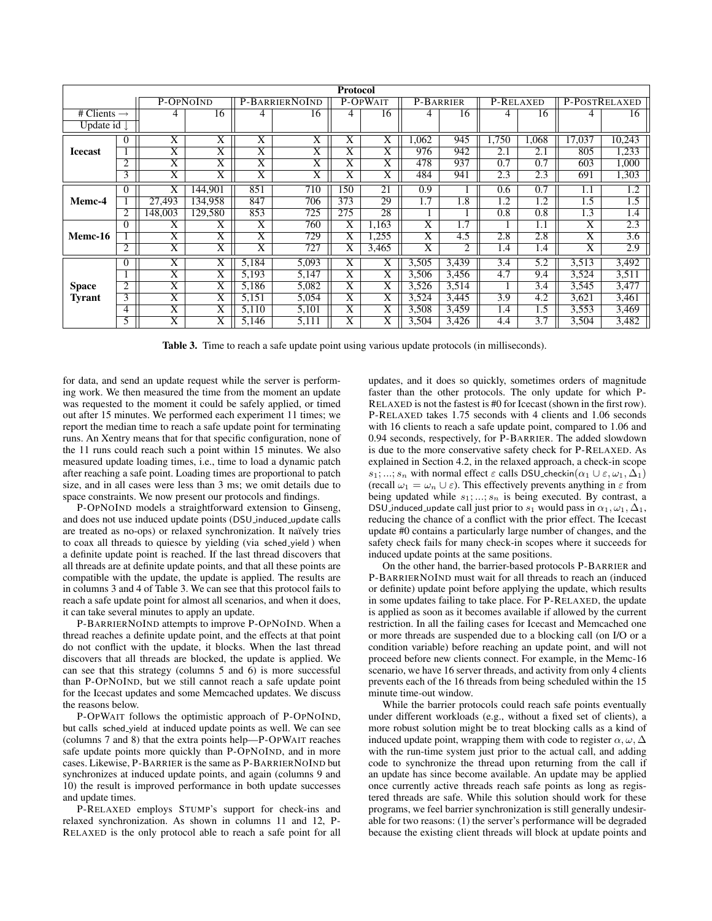| | | Protocol | | | | | | | | | | | |
|---|---|---|---|---|---|---|---|---|---|---|---|---|---|
| | | P-OpNoInd | | P-BarrierNoInd | | P-OpWait | | P-Barrier | | P-Relaxed | | P-PostRelaxed | |
| # Clients → | | 4 | 16 | 4 | 16 | 4 | 16 | 4 | 16 | 4 | 16 | 4 | 16 |
| Update id ↓ | | | | | | | | | | | | | |
| **Icecast** | 0 | X | X | X | X | X | X | 1,062 | 945 | 1,750 | 1,068 | 17,037 | 10,243 |
| | 1 | X | X | X | X | X | X | 976 | 942 | 2.1 | 2.1 | 805 | 1,233 |
| | 2 | X | X | X | X | X | X | 478 | 937 | 0.7 | 0.7 | 603 | 1,000 |
| | 3 | X | X | X | X | X | X | 484 | 941 | 2.3 | 2.3 | 691 | 1,303 |
| **Memc-4** | 0 | X | 144,901 | 851 | 710 | 150 | 21 | 0.9 | 1 | 0.6 | 0.7 | 1.1 | 1.2 |
| | 1 | 27,493 | 134,958 | 847 | 706 | 373 | 29 | 1.7 | 1.8 | 1.2 | 1.2 | 1.5 | 1.5 |
| | 2 | 148,003 | 129,580 | 853 | 725 | 275 | 28 | 1 | 1 | 0.8 | 0.8 | 1.3 | 1.4 |
| **Memc-16** | 0 | X | X | X | 760 | X | 1,163 | X | 1.7 | 1 | 1.1 | X | 2.3 |
| | 1 | X | X | X | 729 | X | 1,255 | X | 4.5 | 2.8 | 2.8 | X | 3.6 |
| | 2 | X | X | X | 727 | X | 3,465 | X | 2 | 1.4 | 1.4 | X | 2.9 |
| **Space Tyrant** | 0 | X | X | 5,184 | 5,093 | X | X | 3,505 | 3,439 | 3.4 | 5.2 | 3,513 | 3,492 |
| | 1 | X | X | 5,193 | 5,147 | X | X | 3,506 | 3,456 | 4.7 | 9.4 | 3,524 | 3,511 |
| | 2 | X | X | 5,186 | 5,082 | X | X | 3,526 | 3,514 | 1 | 3.4 | 3,545 | 3,477 |
| | 3 | X | X | 5,151 | 5,054 | X | X | 3,524 | 3,445 | 3.9 | 4.2 | 3,621 | 3,461 |
| | 4 | X | X | 5,110 | 5,101 | X | X | 3,508 | 3,459 | 1.4 | 1.5 | 3,553 | 3,469 |
| | 5 | X | X | 5,146 | 5,111 | X | X | 3,504 | 3,426 | 4.4 | 3.7 | 3,504 | 3,482 |

**Table 3.** Time to reach a safe update point using various update protocols (in milliseconds).

for data, and send an update request while the server is performing work. We then measured the time from the moment an update was requested to the moment it could be safely applied, or timed out after 15 minutes. We performed each experiment 11 times; we report the median time to reach a safe update point for terminating runs. An Xentry means that for that specific configuration, none of the 11 runs could reach such a point within 15 minutes. We also measured update loading times, i.e., time to load a dynamic patch after reaching a safe point. Loading times are proportional to patch size, and in all cases were less than 3 ms; we omit details due to space constraints. We now present our protocols and findings.

P-OpNoInd models a straightforward extension to Ginseng, and does not use induced update points (DSU_induced_update calls are treated as no-ops) or relaxed synchronization. It naïvely tries to coax all threads to quiesce by yielding (via sched_yield ) when a definite update point is reached. If the last thread discovers that all threads are at definite update points, and that all these points are compatible with the update, the update is applied. The results are in columns 3 and 4 of Table 3. We can see that this protocol fails to reach a safe update point for almost all scenarios, and when it does, it can take several minutes to apply an update.

P-BarrierNoInd attempts to improve P-OpNoInd. When a thread reaches a definite update point, and the effects at that point do not conflict with the update, it blocks. When the last thread discovers that all threads are blocked, the update is applied. We can see that this strategy (columns 5 and 6) is more successful than P-OpNoInd, but we still cannot reach a safe update point for the Icecast updates and some Memcached updates. We discuss the reasons below.

P-OpWait follows the optimistic approach of P-OpNoInd, but calls sched_yield at induced update points as well. We can see (columns 7 and 8) that the extra points help—P-OpWait reaches safe update points more quickly than P-OpNoInd, and in more cases. Likewise, P-Barrier is the same as P-BarrierNoInd but synchronizes at induced update points, and again (columns 9 and 10) the result is improved performance in both update successes and update times.

P-Relaxed employs Stump's support for check-ins and relaxed synchronization. As shown in columns 11 and 12, P-Relaxed is the only protocol able to reach a safe point for all updates, and it does so quickly, sometimes orders of magnitude faster than the other protocols. The only update for which P-Relaxed is not the fastest is #0 for Icecast (shown in the first row). P-Relaxed takes 1.75 seconds with 4 clients and 1.06 seconds with 16 clients to reach a safe update point, compared to 1.06 and 0.94 seconds, respectively, for P-Barrier. The added slowdown is due to the more conservative safety check for P-Relaxed. As explained in Section 4.2, in the relaxed approach, a check-in scope $s_1; ...; s_n$ with normal effect $\varepsilon$ calls DSU_checkin$(\alpha_1 \cup \varepsilon, \omega_1, \Delta_1)$ (recall $\omega_1 = \omega_n \cup \varepsilon$). This effectively prevents anything in $\varepsilon$ from being updated while $s_1; ...; s_n$ is being executed. By contrast, a DSU_induced_update call just prior to $s_1$ would pass in $\alpha_1, \omega, \Delta_1$, reducing the chance of a conflict with the prior effect. The Icecast update #0 contains a particularly large number of changes, and the safety check fails for many check-in scopes where it succeeds for induced update points at the same positions.

On the other hand, the barrier-based protocols P-Barrier and P-BarrierNoInd must wait for all threads to reach an (induced or definite) update point before applying the update, which results in some updates failing to take place. For P-Relaxed, the update is applied as soon as it becomes available if allowed by the current restriction. In all the failing cases for Icecast and Memcached one or more threads are suspended due to a blocking call (on I/O or a condition variable) before reaching an update point, and will not proceed before new clients connect. For example, in the Memc-16 scenario, we have 16 server threads, and activity from only 4 clients prevents each of the 16 threads from being scheduled within the 15 minute time-out window.

While the barrier protocols could reach safe points eventually under different workloads (e.g., without a fixed set of clients), a more robust solution might be to treat blocking calls as a kind of induced update point, wrapping them with code to register $\alpha, \omega, \Delta$ with the run-time system just prior to the actual call, and adding code to synchronize the thread upon returning from the call if an update has since become available. An update may be applied once currently active threads reach safe points as long as registered threads are safe. While this solution should work for these programs, we feel barrier synchronization is still generally undesirable for two reasons: (1) the server's performance will be degraded because the existing client threads will block at update points and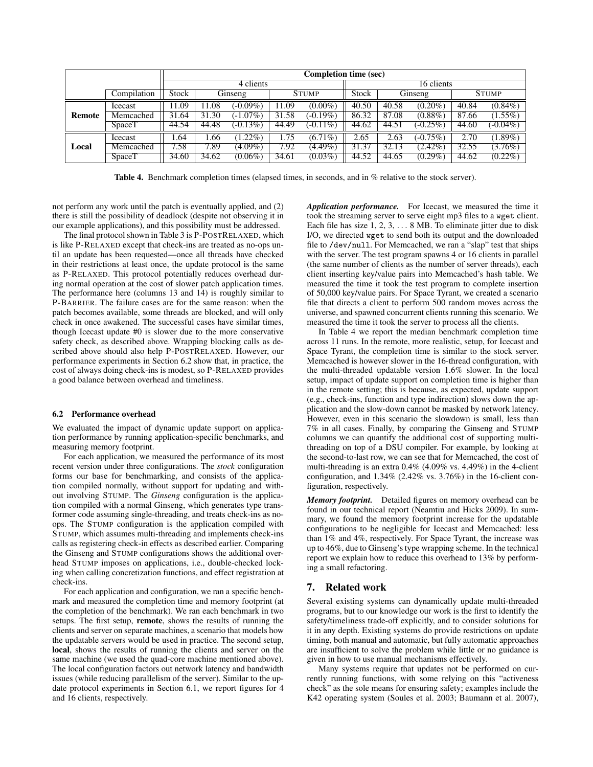| | | Completion time (sec) | | | | | | | | | | |
|---|---|---|---|---|---|---|---|---|---|---|---|---|
| | | 4 clients | | | | | 16 clients | | | | | |
| | Compilation | Stock | Ginseng | | STUMP | | Stock | Ginseng | | STUMP | | |
| **Remote** | Icecast | 11.09 | 11.08 | (-0.09%) | 11.09 | (0.00%) | 40.50 | 40.58 | (0.20%) | 40.84 | (0.84%) | |
| | Memcached | 31.64 | 31.30 | (-1.07%) | 31.58 | (-0.19%) | 86.32 | 87.08 | (0.88%) | 87.66 | (1.55%) | |
| | SpaceT | 44.54 | 44.48 | (-0.13%) | 44.49 | (-0.11%) | 44.62 | 44.51 | (-0.25%) | 44.60 | (-0.04%) | |
| **Local** | Icecast | 1.64 | 1.66 | (1.22%) | 1.75 | (6.71%) | 2.65 | 2.63 | (-0.75%) | 2.70 | (1.89%) | |
| | Memcached | 7.58 | 7.89 | (4.09%) | 7.92 | (4.49%) | 31.37 | 32.13 | (2.42%) | 32.55 | (3.76%) | |
| | SpaceT | 34.60 | 34.62 | (0.06%) | 34.61 | (0.03%) | 44.52 | 44.65 | (0.29%) | 44.62 | (0.22%) | |

**Table 4.** Benchmark completion times (elapsed times, in seconds, and in % relative to the stock server).

not perform any work until the patch is eventually applied, and (2) there is still the possibility of deadlock (despite not observing it in our example applications), and this possibility must be addressed.

The final protocol shown in Table 3 is P-POSTRELAXED, which is like P-RELAXED except that check-ins are treated as no-ops until an update has been requested—once all threads have checked in their restrictions at least once, the update protocol is the same as P-RELAXED. This protocol potentially reduces overhead during normal operation at the cost of slower patch application times. The performance here (columns 13 and 14) is roughly similar to P-BARRIER. The failure cases are for the same reason: when the patch becomes available, some threads are blocked, and will only check in once awakened. The successful cases have similar times, though Icecast update #0 is slower due to the more conservative safety check, as described above. Wrapping blocking calls as described above should also help P-POSTRELAXED. However, our performance experiments in Section 6.2 show that, in practice, the cost of always doing check-ins is modest, so P-RELAXED provides a good balance between overhead and timeliness.

### 6.2 Performance overhead

We evaluated the impact of dynamic update support on application performance by running application-specific benchmarks, and measuring memory footprint.

For each application, we measured the performance of its most recent version under three configurations. The *stock* configuration forms our base for benchmarking, and consists of the application compiled normally, without support for updating and without involving STUMP. The *Ginseng* configuration is the application compiled with a normal Ginseng, which generates type transformer code assuming single-threading, and treats check-ins as no-ops. The STUMP configuration is the application compiled with STUMP, which assumes multi-threading and implements check-ins calls as registering check-in effects as described earlier. Comparing the Ginseng and STUMP configurations shows the additional overhead STUMP imposes on applications, i.e., double-checked locking when calling concretization functions, and effect registration at check-ins.

For each application and configuration, we ran a specific benchmark and measured the completion time and memory footprint (at the completion of the benchmark). We ran each benchmark in two setups. The first setup, **remote**, shows the results of running the clients and server on separate machines, a scenario that models how the updatable servers would be used in practice. The second setup, **local**, shows the results of running the clients and server on the same machine (we used the quad-core machine mentioned above). The local configuration factors out network latency and bandwidth issues (while reducing parallelism of the server). Similar to the update protocol experiments in Section 6.1, we report figures for 4 and 16 clients, respectively.

***Application performance.*** For Icecast, we measured the time it took the streaming server to serve eight mp3 files to a `wget` client. Each file has size 1, 2, 3, . . . 8 MB. To eliminate jitter due to disk I/O, we directed `wget` to send both its output and the downloaded file to `/dev/null`. For Memcached, we ran a "slap" test that ships with the server. The test program spawns 4 or 16 clients in parallel (the same number of clients as the number of server threads), each client inserting key/value pairs into Memcached's hash table. We measured the time it took the test program to complete insertion of 50,000 key/value pairs. For Space Tyrant, we created a scenario file that directs a client to perform 500 random moves across the universe, and spawned concurrent clients running this scenario. We measured the time it took the server to process all the clients.

In Table 4 we report the median benchmark completion time across 11 runs. In the remote, more realistic, setup, for Icecast and Space Tyrant, the completion time is similar to the stock server. Memcached is however slower in the 16-thread configuration, with the multi-threaded updatable version 1.6% slower. In the local setup, impact of update support on completion time is higher than in the remote setting; this is because, as expected, update support (e.g., check-ins, function and type indirection) slows down the application and the slow-down cannot be masked by network latency. However, even in this scenario the slowdown is small, less than 7% in all cases. Finally, by comparing the Ginseng and STUMP columns we can quantify the additional cost of supporting multi-threading on top of a DSU compiler. For example, by looking at the second-to-last row, we can see that for Memcached, the cost of multi-threading is an extra 0.4% (4.09% vs. 4.49%) in the 4-client configuration, and 1.34% (2.42% vs. 3.76%) in the 16-client configuration, respectively.

***Memory footprint.*** Detailed figures on memory overhead can be found in our technical report (Neamtiu and Hicks 2009). In summary, we found the memory footprint increase for the updatable configurations to be negligible for Icecast and Memcached: less than 1% and 4%, respectively. For Space Tyrant, the increase was up to 46%, due to Ginseng's type wrapping scheme. In the technical report we explain how to reduce this overhead to 13% by performing a small refactoring.

## 7. Related work

Several existing systems can dynamically update multi-threaded programs, but to our knowledge our work is the first to identify the safety/timeliness trade-off explicitly, and to consider solutions for it in any depth. Existing systems do provide restrictions on update timing, both manual and automatic, but fully automatic approaches are insufficient to solve the problem while little or no guidance is given in how to use manual mechanisms effectively.

Many systems require that updates not be performed on currently running functions, with some relying on this "activeness check" as the sole means for ensuring safety; examples include the K42 operating system (Soules et al. 2003; Baumann et al. 2007),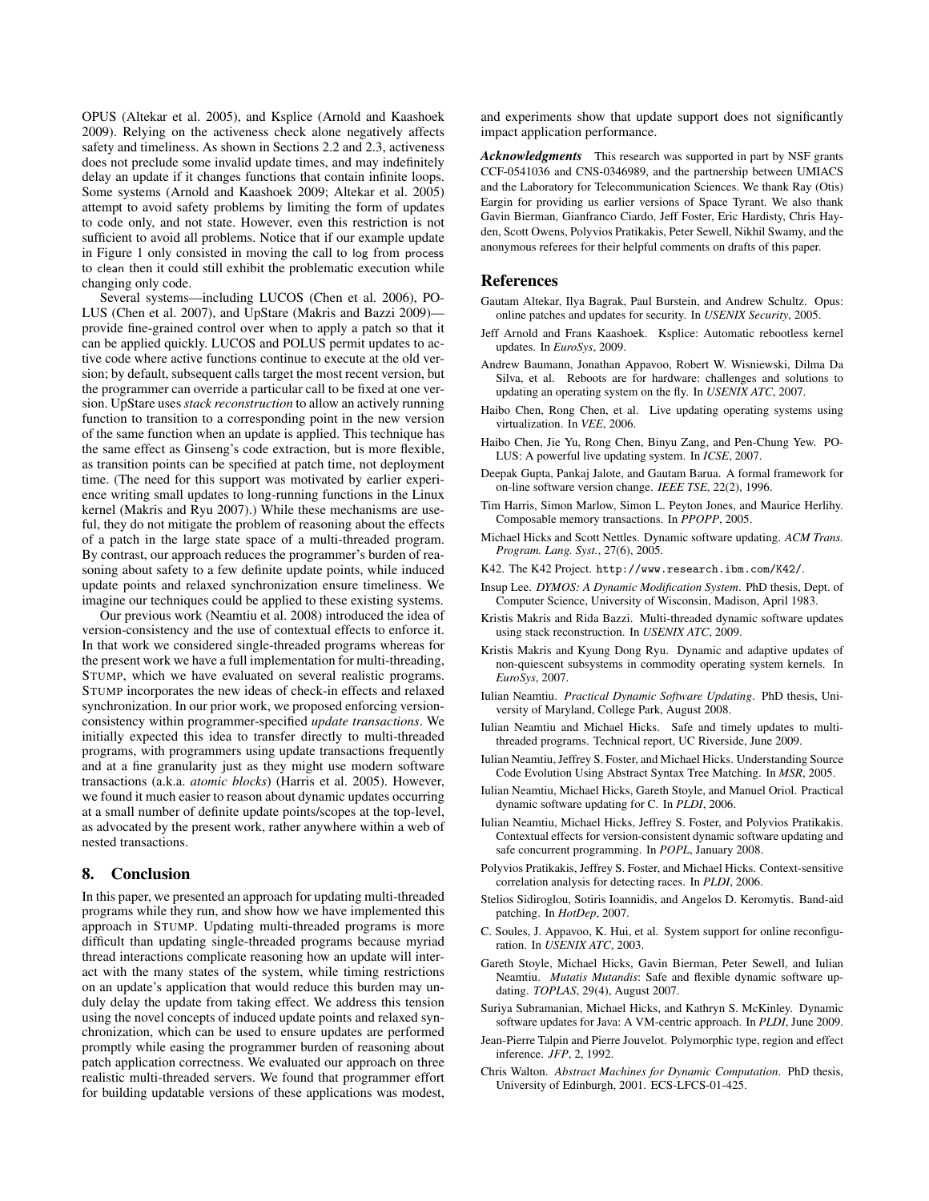OPUS (Altekar et al. 2005), and Ksplice (Arnold and Kaashoek 2009). Relying on the activeness check alone negatively affects safety and timeliness. As shown in Sections 2.2 and 2.3, activeness does not preclude some invalid update times, and may indefinitely delay an update if it changes functions that contain infinite loops. Some systems (Arnold and Kaashoek 2009; Altekar et al. 2005) attempt to avoid safety problems by limiting the form of updates to code only, and not state. However, even this restriction is not sufficient to avoid all problems. Notice that if our example update in Figure 1 only consisted in moving the call to log from process to clean then it could still exhibit the problematic execution while changing only code.

Several systems—including LUCOS (Chen et al. 2006), POLUS (Chen et al. 2007), and UpStare (Makris and Bazzi 2009)—provide fine-grained control over when to apply a patch so that it can be applied quickly. LUCOS and POLUS permit updates to active code where active functions continue to execute at the old version; by default, subsequent calls target the most recent version, but the programmer can override a particular call to be fixed at one version. UpStare uses *stack reconstruction* to allow an actively running function to transition to a corresponding point in the new version of the same function when an update is applied. This technique has the same effect as Ginseng's code extraction, but is more flexible, as transition points can be specified at patch time, not deployment time. (The need for this support was motivated by earlier experience writing small updates to long-running functions in the Linux kernel (Makris and Ryu 2007).) While these mechanisms are useful, they do not mitigate the problem of reasoning about the effects of a patch in the large state space of a multi-threaded program. By contrast, our approach reduces the programmer's burden of reasoning about safety to a few definite update points, while induced update points and relaxed synchronization ensure timeliness. We imagine our techniques could be applied to these existing systems.

Our previous work (Neamtiu et al. 2008) introduced the idea of version-consistency and the use of contextual effects to enforce it. In that work we considered single-threaded programs whereas for the present work we have a full implementation for multi-threading, STUMP, which we have evaluated on several realistic programs. STUMP incorporates the new ideas of check-in effects and relaxed synchronization. In our prior work, we proposed enforcing version-consistency within programmer-specified *update transactions*. We initially expected this idea to transfer directly to multi-threaded programs, with programmers using update transactions frequently and at a fine granularity just as they might use modern software transactions (a.k.a. *atomic blocks*) (Harris et al. 2005). However, we found it much easier to reason about dynamic updates occurring at a small number of definite update points/scopes at the top-level, as advocated by the present work, rather anywhere within a web of nested transactions.

## 8. Conclusion

In this paper, we presented an approach for updating multi-threaded programs while they run, and show how we have implemented this approach in STUMP. Updating multi-threaded programs is more difficult than updating single-threaded programs because myriad thread interactions complicate reasoning how an update will interact with the many states of the system, while timing restrictions on an update's application that would reduce this burden may unduly delay the update from taking effect. We address this tension using the novel concepts of induced update points and relaxed synchronization, which can be used to ensure updates are performed promptly while easing the programmer burden of reasoning about patch application correctness. We evaluated our approach on three realistic multi-threaded servers. We found that programmer effort for building updatable versions of these applications was modest, and experiments show that update support does not significantly impact application performance.

***Acknowledgments*** This research was supported in part by NSF grants CCF-0541036 and CNS-0346989, and the partnership between UMIACS and the Laboratory for Telecommunication Sciences. We thank Ray (Otis) Eargin for providing us earlier versions of Space Tyrant. We also thank Gavin Bierman, Gianfranco Ciardo, Jeff Foster, Eric Hardisty, Chris Hayden, Scott Owens, Polyvios Pratikakis, Peter Sewell, Nikhil Swamy, and the anonymous referees for their helpful comments on drafts of this paper.

## References

Gautam Altekar, Ilya Bagrak, Paul Burstein, and Andrew Schultz. Opus: online patches and updates for security. In *USENIX Security*, 2005.

Jeff Arnold and Frans Kaashoek. Ksplice: Automatic rebootless kernel updates. In *EuroSys*, 2009.

Andrew Baumann, Jonathan Appavoo, Robert W. Wisniewski, Dilma Da Silva, et al. Reboots are for hardware: challenges and solutions to updating an operating system on the fly. In *USENIX ATC*, 2007.

Haibo Chen, Rong Chen, et al. Live updating operating systems using virtualization. In *VEE*, 2006.

Haibo Chen, Jie Yu, Rong Chen, Binyu Zang, and Pen-Chung Yew. POLUS: A powerful live updating system. In *ICSE*, 2007.

Deepak Gupta, Pankaj Jalote, and Gautam Barua. A formal framework for on-line software version change. *IEEE TSE*, 22(2), 1996.

Tim Harris, Simon Marlow, Simon L. Peyton Jones, and Maurice Herlihy. Composable memory transactions. In *PPOPP*, 2005.

Michael Hicks and Scott Nettles. Dynamic software updating. *ACM Trans. Program. Lang. Syst.*, 27(6), 2005.

K42. The K42 Project. http://www.research.ibm.com/K42/.

Insup Lee. *DYMOS: A Dynamic Modification System*. PhD thesis, Dept. of Computer Science, University of Wisconsin, Madison, April 1983.

Kristis Makris and Rida Bazzi. Multi-threaded dynamic software updates using stack reconstruction. In *USENIX ATC*, 2009.

Kristis Makris and Kyung Dong Ryu. Dynamic and adaptive updates of non-quiescent subsystems in commodity operating system kernels. In *EuroSys*, 2007.

Iulian Neamtiu. *Practical Dynamic Software Updating*. PhD thesis, University of Maryland, College Park, August 2008.

Iulian Neamtiu and Michael Hicks. Safe and timely updates to multi-threaded programs. Technical report, UC Riverside, June 2009.

Iulian Neamtiu, Jeffrey S. Foster, and Michael Hicks. Understanding Source Code Evolution Using Abstract Syntax Tree Matching. In *MSR*, 2005.

Iulian Neamtiu, Michael Hicks, Gareth Stoyle, and Manuel Oriol. Practical dynamic software updating for C. In *PLDI*, 2006.

Iulian Neamtiu, Michael Hicks, Jeffrey S. Foster, and Polyvios Pratikakis. Contextual effects for version-consistent dynamic software updating and safe concurrent programming. In *POPL*, January 2008.

Polyvios Pratikakis, Jeffrey S. Foster, and Michael Hicks. Context-sensitive correlation analysis for detecting races. In *PLDI*, 2006.

Stelios Sidiroglou, Sotiris Ioannidis, and Angelos D. Keromytis. Band-aid patching. In *HotDep*, 2007.

C. Soules, J. Appavoo, K. Hui, et al. System support for online reconfiguration. In *USENIX ATC*, 2003.

Gareth Stoyle, Michael Hicks, Gavin Bierman, Peter Sewell, and Iulian Neamtiu. *Mutatis Mutandis*: Safe and flexible dynamic software updating. *TOPLAS*, 29(4), August 2007.

Suriya Subramanian, Michael Hicks, and Kathryn S. McKinley. Dynamic software updates for Java: A VM-centric approach. In *PLDI*, June 2009.

Jean-Pierre Talpin and Pierre Jouvelot. Polymorphic type, region and effect inference. *JFP*, 2, 1992.

Chris Walton. *Abstract Machines for Dynamic Computation*. PhD thesis, University of Edinburgh, 2001. ECS-LFCS-01-425.